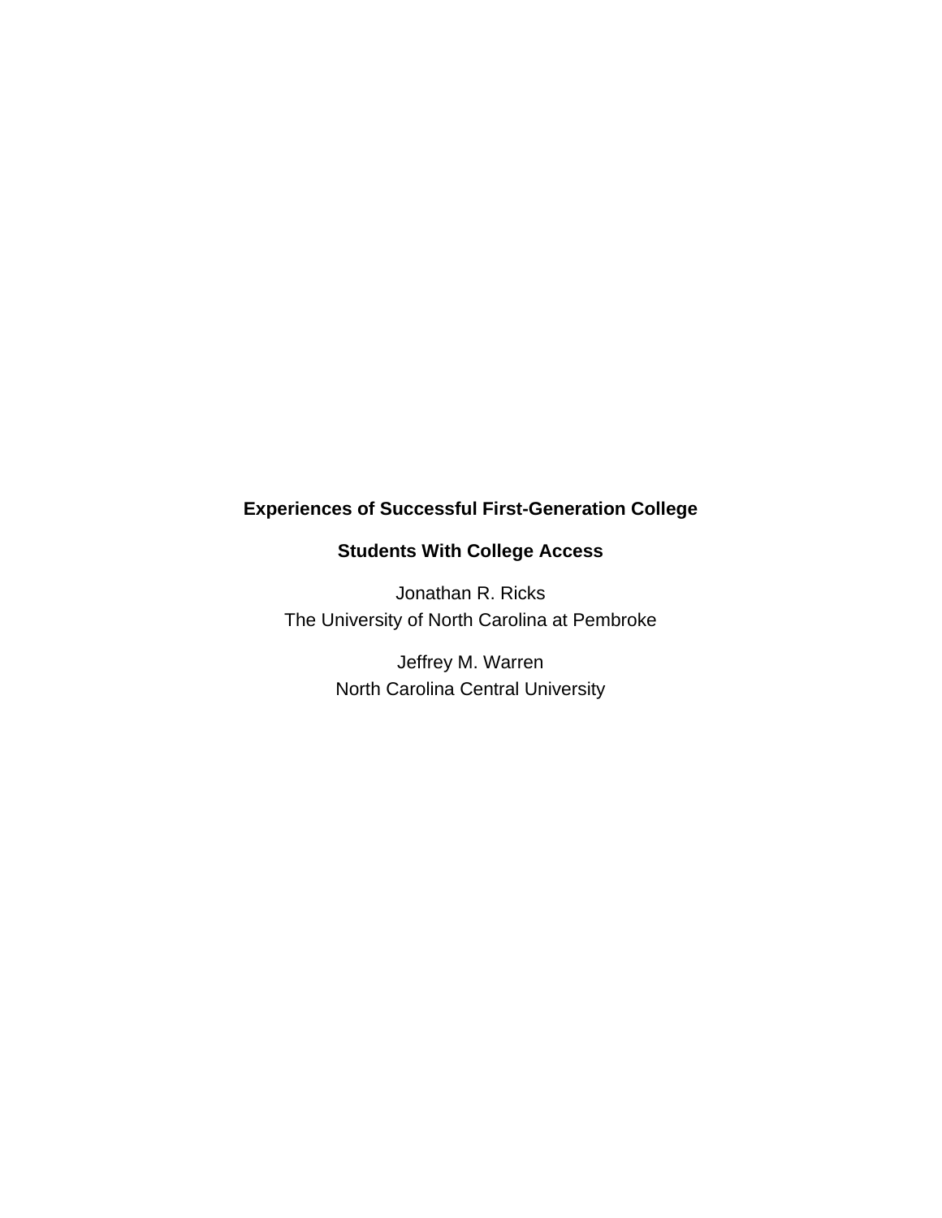# Experiences of Successful First-Generation College Students With College Access

Jonathan R. Ricks
The University of North Carolina at Pembroke

Jeffrey M. Warren
North Carolina Central University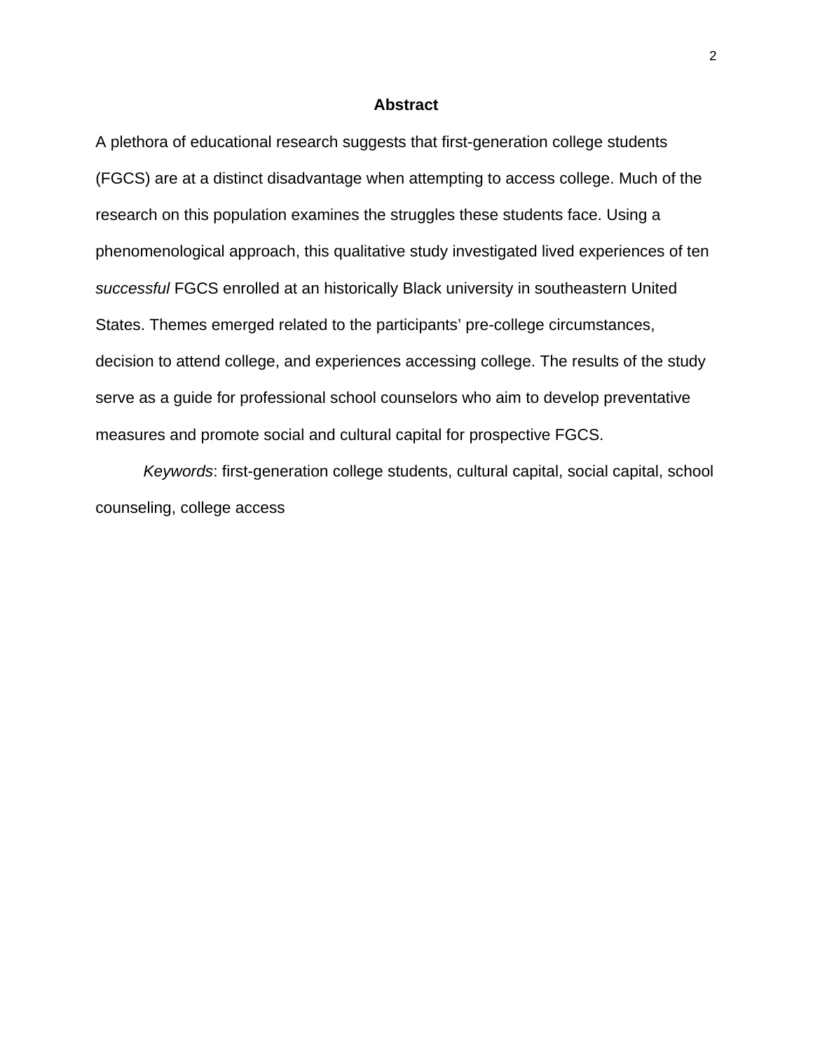## Abstract

A plethora of educational research suggests that first-generation college students (FGCS) are at a distinct disadvantage when attempting to access college. Much of the research on this population examines the struggles these students face. Using a phenomenological approach, this qualitative study investigated lived experiences of ten *successful* FGCS enrolled at an historically Black university in southeastern United States. Themes emerged related to the participants' pre-college circumstances, decision to attend college, and experiences accessing college. The results of the study serve as a guide for professional school counselors who aim to develop preventative measures and promote social and cultural capital for prospective FGCS.

*Keywords*: first-generation college students, cultural capital, social capital, school counseling, college access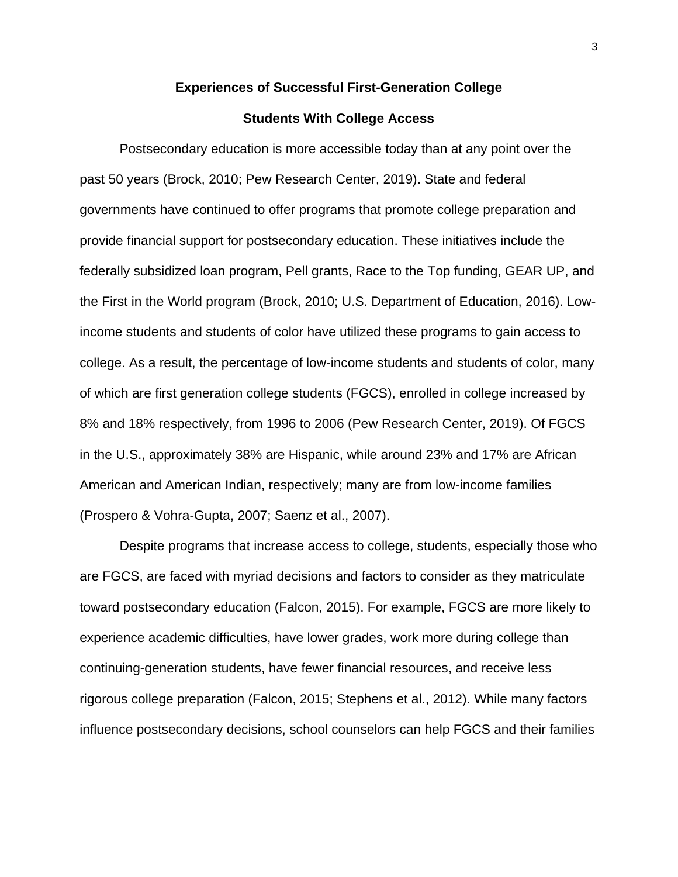# Experiences of Successful First-Generation College Students With College Access

Postsecondary education is more accessible today than at any point over the past 50 years (Brock, 2010; Pew Research Center, 2019). State and federal governments have continued to offer programs that promote college preparation and provide financial support for postsecondary education. These initiatives include the federally subsidized loan program, Pell grants, Race to the Top funding, GEAR UP, and the First in the World program (Brock, 2010; U.S. Department of Education, 2016). Low-income students and students of color have utilized these programs to gain access to college. As a result, the percentage of low-income students and students of color, many of which are first generation college students (FGCS), enrolled in college increased by 8% and 18% respectively, from 1996 to 2006 (Pew Research Center, 2019). Of FGCS in the U.S., approximately 38% are Hispanic, while around 23% and 17% are African American and American Indian, respectively; many are from low-income families (Prospero & Vohra-Gupta, 2007; Saenz et al., 2007).

Despite programs that increase access to college, students, especially those who are FGCS, are faced with myriad decisions and factors to consider as they matriculate toward postsecondary education (Falcon, 2015). For example, FGCS are more likely to experience academic difficulties, have lower grades, work more during college than continuing-generation students, have fewer financial resources, and receive less rigorous college preparation (Falcon, 2015; Stephens et al., 2012). While many factors influence postsecondary decisions, school counselors can help FGCS and their families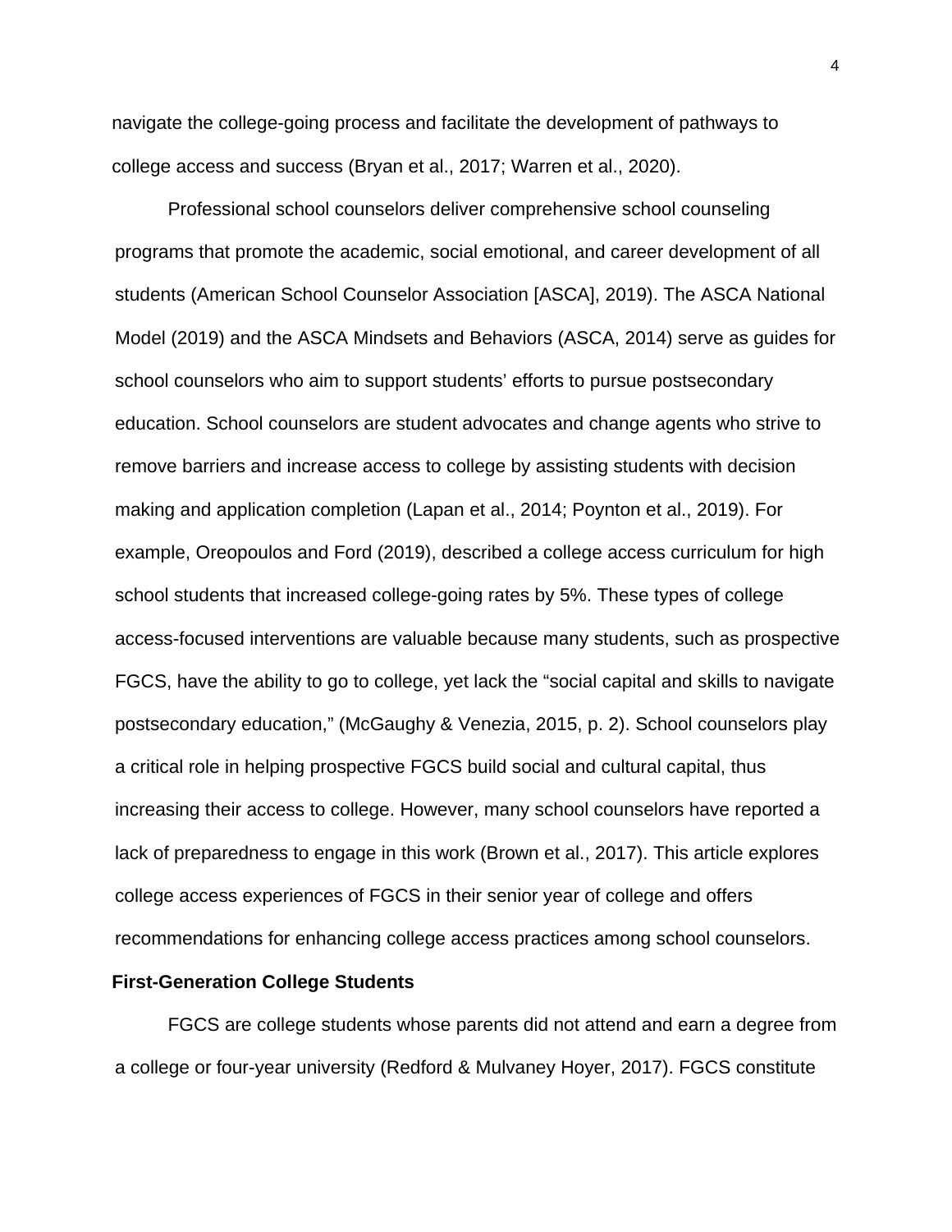navigate the college-going process and facilitate the development of pathways to college access and success (Bryan et al., 2017; Warren et al., 2020).

Professional school counselors deliver comprehensive school counseling programs that promote the academic, social emotional, and career development of all students (American School Counselor Association [ASCA], 2019). The ASCA National Model (2019) and the ASCA Mindsets and Behaviors (ASCA, 2014) serve as guides for school counselors who aim to support students' efforts to pursue postsecondary education. School counselors are student advocates and change agents who strive to remove barriers and increase access to college by assisting students with decision making and application completion (Lapan et al., 2014; Poynton et al., 2019). For example, Oreopoulos and Ford (2019), described a college access curriculum for high school students that increased college-going rates by 5%. These types of college access-focused interventions are valuable because many students, such as prospective FGCS, have the ability to go to college, yet lack the "social capital and skills to navigate postsecondary education," (McGaughy & Venezia, 2015, p. 2). School counselors play a critical role in helping prospective FGCS build social and cultural capital, thus increasing their access to college. However, many school counselors have reported a lack of preparedness to engage in this work (Brown et al., 2017). This article explores college access experiences of FGCS in their senior year of college and offers recommendations for enhancing college access practices among school counselors.

## First-Generation College Students

FGCS are college students whose parents did not attend and earn a degree from a college or four-year university (Redford & Mulvaney Hoyer, 2017). FGCS constitute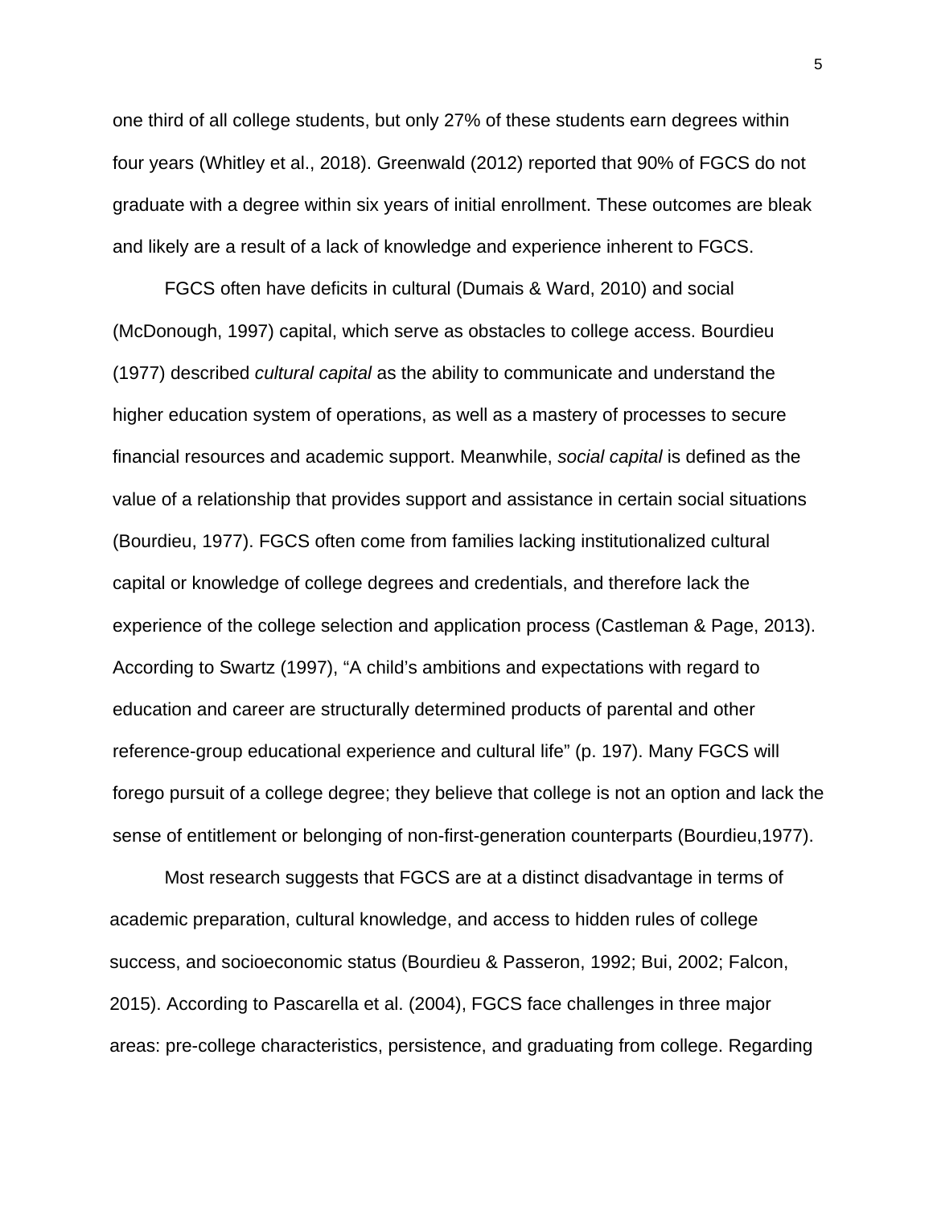one third of all college students, but only 27% of these students earn degrees within four years (Whitley et al., 2018). Greenwald (2012) reported that 90% of FGCS do not graduate with a degree within six years of initial enrollment. These outcomes are bleak and likely are a result of a lack of knowledge and experience inherent to FGCS.

FGCS often have deficits in cultural (Dumais & Ward, 2010) and social (McDonough, 1997) capital, which serve as obstacles to college access. Bourdieu (1977) described *cultural capital* as the ability to communicate and understand the higher education system of operations, as well as a mastery of processes to secure financial resources and academic support. Meanwhile, *social capital* is defined as the value of a relationship that provides support and assistance in certain social situations (Bourdieu, 1977). FGCS often come from families lacking institutionalized cultural capital or knowledge of college degrees and credentials, and therefore lack the experience of the college selection and application process (Castleman & Page, 2013). According to Swartz (1997), "A child's ambitions and expectations with regard to education and career are structurally determined products of parental and other reference-group educational experience and cultural life" (p. 197). Many FGCS will forego pursuit of a college degree; they believe that college is not an option and lack the sense of entitlement or belonging of non-first-generation counterparts (Bourdieu,1977).

Most research suggests that FGCS are at a distinct disadvantage in terms of academic preparation, cultural knowledge, and access to hidden rules of college success, and socioeconomic status (Bourdieu & Passeron, 1992; Bui, 2002; Falcon, 2015). According to Pascarella et al. (2004), FGCS face challenges in three major areas: pre-college characteristics, persistence, and graduating from college. Regarding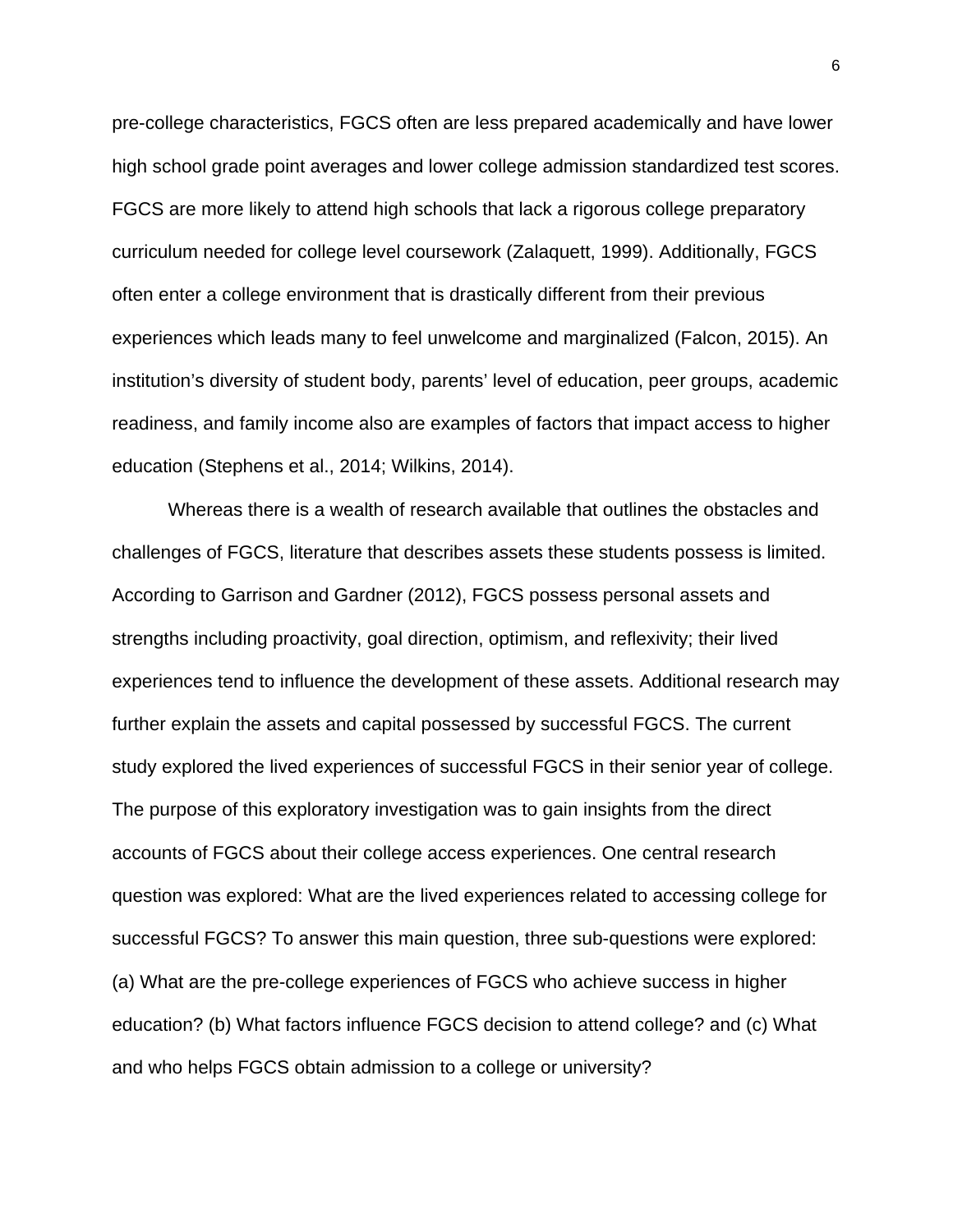pre-college characteristics, FGCS often are less prepared academically and have lower high school grade point averages and lower college admission standardized test scores. FGCS are more likely to attend high schools that lack a rigorous college preparatory curriculum needed for college level coursework (Zalaquett, 1999). Additionally, FGCS often enter a college environment that is drastically different from their previous experiences which leads many to feel unwelcome and marginalized (Falcon, 2015). An institution's diversity of student body, parents' level of education, peer groups, academic readiness, and family income also are examples of factors that impact access to higher education (Stephens et al., 2014; Wilkins, 2014).

Whereas there is a wealth of research available that outlines the obstacles and challenges of FGCS, literature that describes assets these students possess is limited. According to Garrison and Gardner (2012), FGCS possess personal assets and strengths including proactivity, goal direction, optimism, and reflexivity; their lived experiences tend to influence the development of these assets. Additional research may further explain the assets and capital possessed by successful FGCS. The current study explored the lived experiences of successful FGCS in their senior year of college. The purpose of this exploratory investigation was to gain insights from the direct accounts of FGCS about their college access experiences. One central research question was explored: What are the lived experiences related to accessing college for successful FGCS? To answer this main question, three sub-questions were explored: (a) What are the pre-college experiences of FGCS who achieve success in higher education? (b) What factors influence FGCS decision to attend college? and (c) What and who helps FGCS obtain admission to a college or university?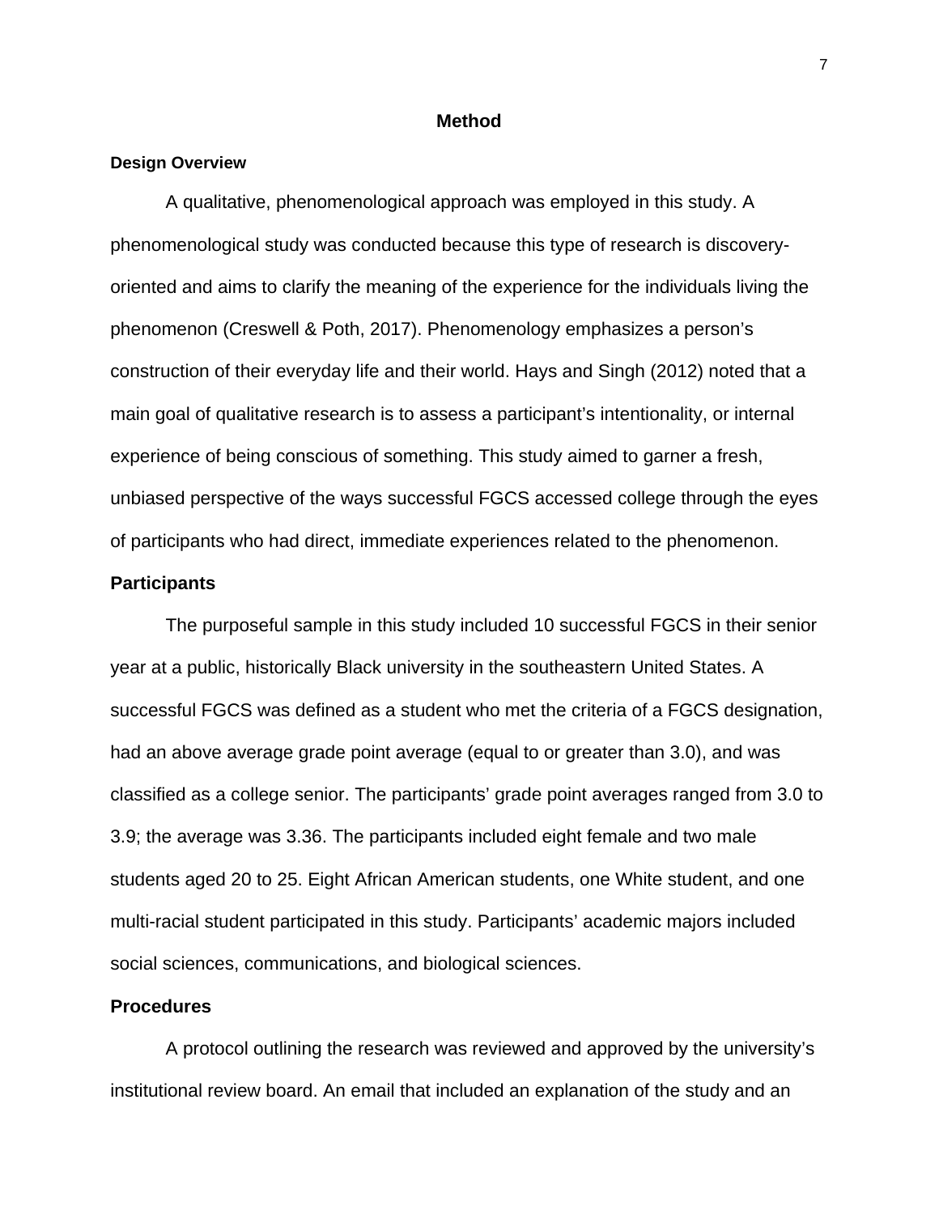# Method

## Design Overview

A qualitative, phenomenological approach was employed in this study. A phenomenological study was conducted because this type of research is discovery-oriented and aims to clarify the meaning of the experience for the individuals living the phenomenon (Creswell & Poth, 2017). Phenomenology emphasizes a person's construction of their everyday life and their world. Hays and Singh (2012) noted that a main goal of qualitative research is to assess a participant's intentionality, or internal experience of being conscious of something. This study aimed to garner a fresh, unbiased perspective of the ways successful FGCS accessed college through the eyes of participants who had direct, immediate experiences related to the phenomenon.

## Participants

The purposeful sample in this study included 10 successful FGCS in their senior year at a public, historically Black university in the southeastern United States. A successful FGCS was defined as a student who met the criteria of a FGCS designation, had an above average grade point average (equal to or greater than 3.0), and was classified as a college senior. The participants' grade point averages ranged from 3.0 to 3.9; the average was 3.36. The participants included eight female and two male students aged 20 to 25. Eight African American students, one White student, and one multi-racial student participated in this study. Participants' academic majors included social sciences, communications, and biological sciences.

## Procedures

A protocol outlining the research was reviewed and approved by the university's institutional review board. An email that included an explanation of the study and an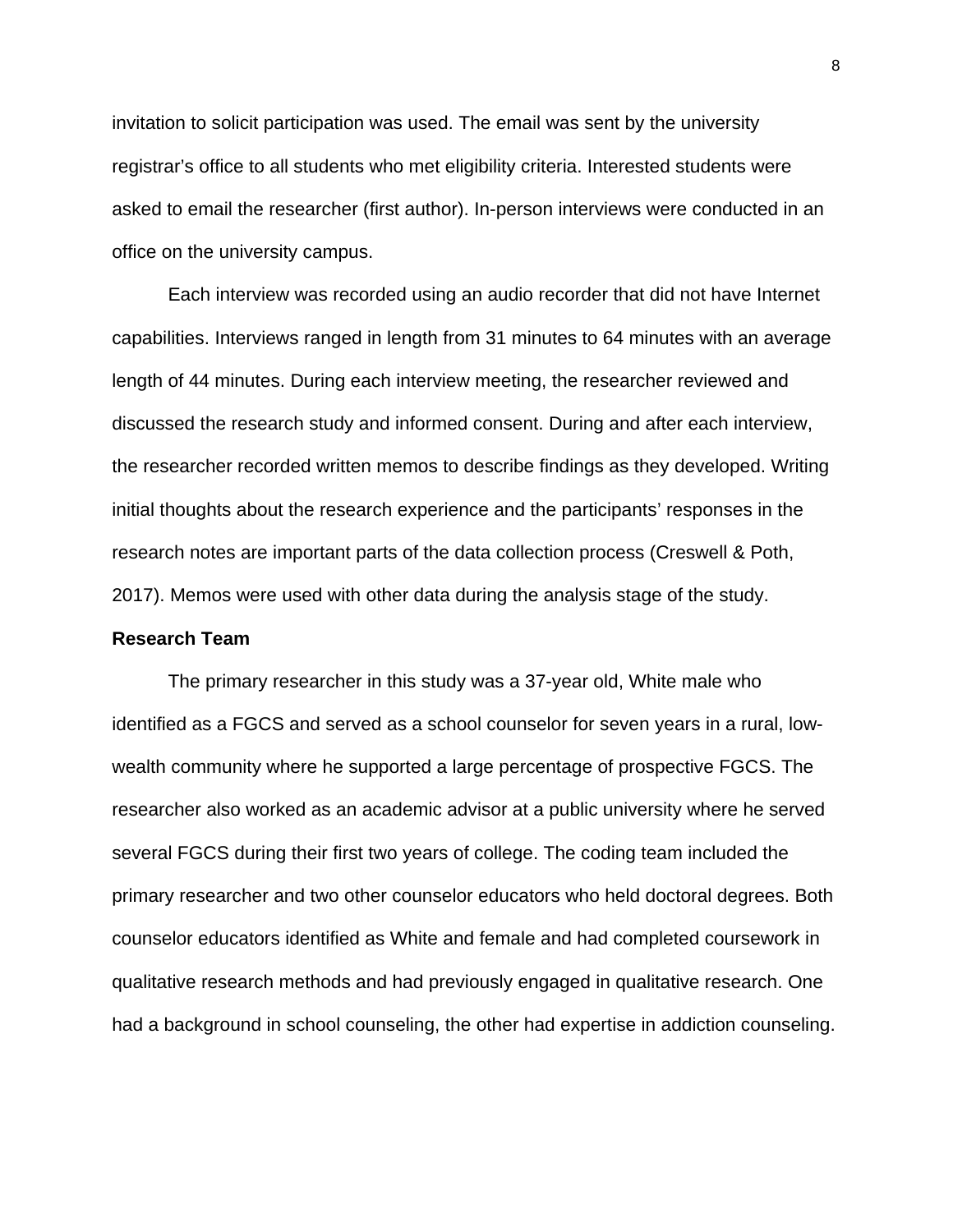invitation to solicit participation was used. The email was sent by the university registrar's office to all students who met eligibility criteria. Interested students were asked to email the researcher (first author). In-person interviews were conducted in an office on the university campus.

Each interview was recorded using an audio recorder that did not have Internet capabilities. Interviews ranged in length from 31 minutes to 64 minutes with an average length of 44 minutes. During each interview meeting, the researcher reviewed and discussed the research study and informed consent. During and after each interview, the researcher recorded written memos to describe findings as they developed. Writing initial thoughts about the research experience and the participants' responses in the research notes are important parts of the data collection process (Creswell & Poth, 2017). Memos were used with other data during the analysis stage of the study.

**Research Team**

The primary researcher in this study was a 37-year old, White male who identified as a FGCS and served as a school counselor for seven years in a rural, low-wealth community where he supported a large percentage of prospective FGCS. The researcher also worked as an academic advisor at a public university where he served several FGCS during their first two years of college. The coding team included the primary researcher and two other counselor educators who held doctoral degrees. Both counselor educators identified as White and female and had completed coursework in qualitative research methods and had previously engaged in qualitative research. One had a background in school counseling, the other had expertise in addiction counseling.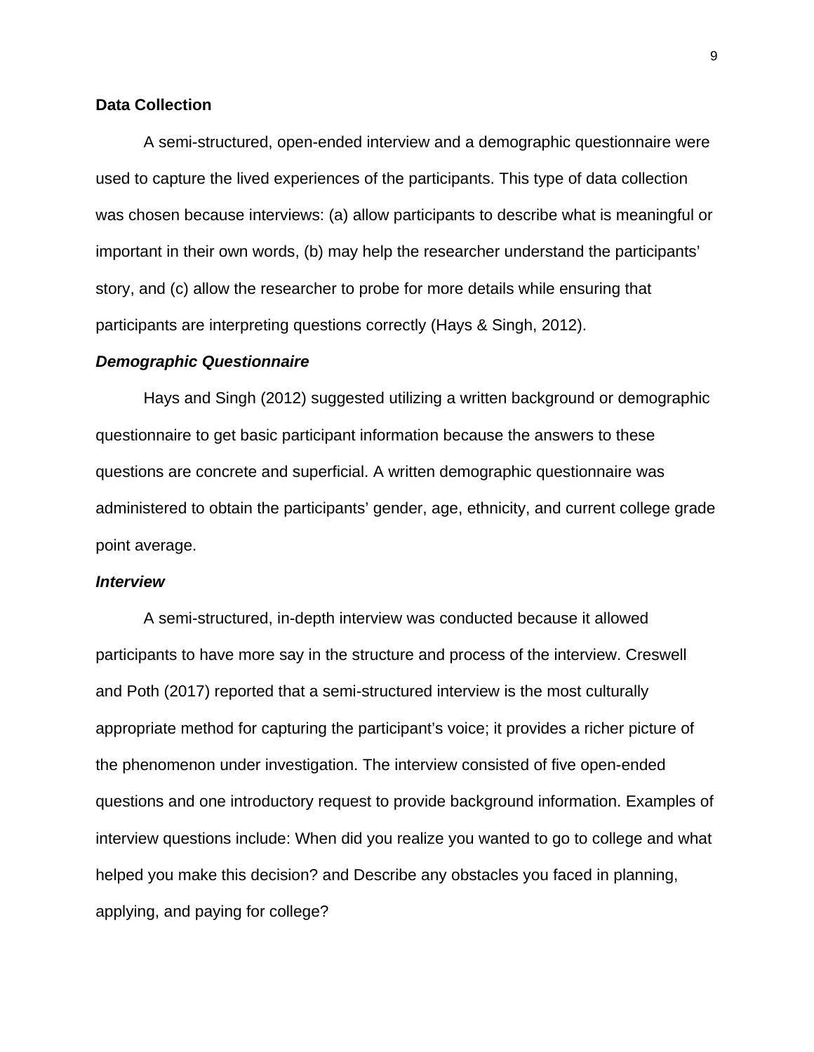## Data Collection

A semi-structured, open-ended interview and a demographic questionnaire were used to capture the lived experiences of the participants. This type of data collection was chosen because interviews: (a) allow participants to describe what is meaningful or important in their own words, (b) may help the researcher understand the participants' story, and (c) allow the researcher to probe for more details while ensuring that participants are interpreting questions correctly (Hays & Singh, 2012).

### *Demographic Questionnaire*

Hays and Singh (2012) suggested utilizing a written background or demographic questionnaire to get basic participant information because the answers to these questions are concrete and superficial. A written demographic questionnaire was administered to obtain the participants' gender, age, ethnicity, and current college grade point average.

### *Interview*

A semi-structured, in-depth interview was conducted because it allowed participants to have more say in the structure and process of the interview. Creswell and Poth (2017) reported that a semi-structured interview is the most culturally appropriate method for capturing the participant's voice; it provides a richer picture of the phenomenon under investigation. The interview consisted of five open-ended questions and one introductory request to provide background information. Examples of interview questions include: When did you realize you wanted to go to college and what helped you make this decision? and Describe any obstacles you faced in planning, applying, and paying for college?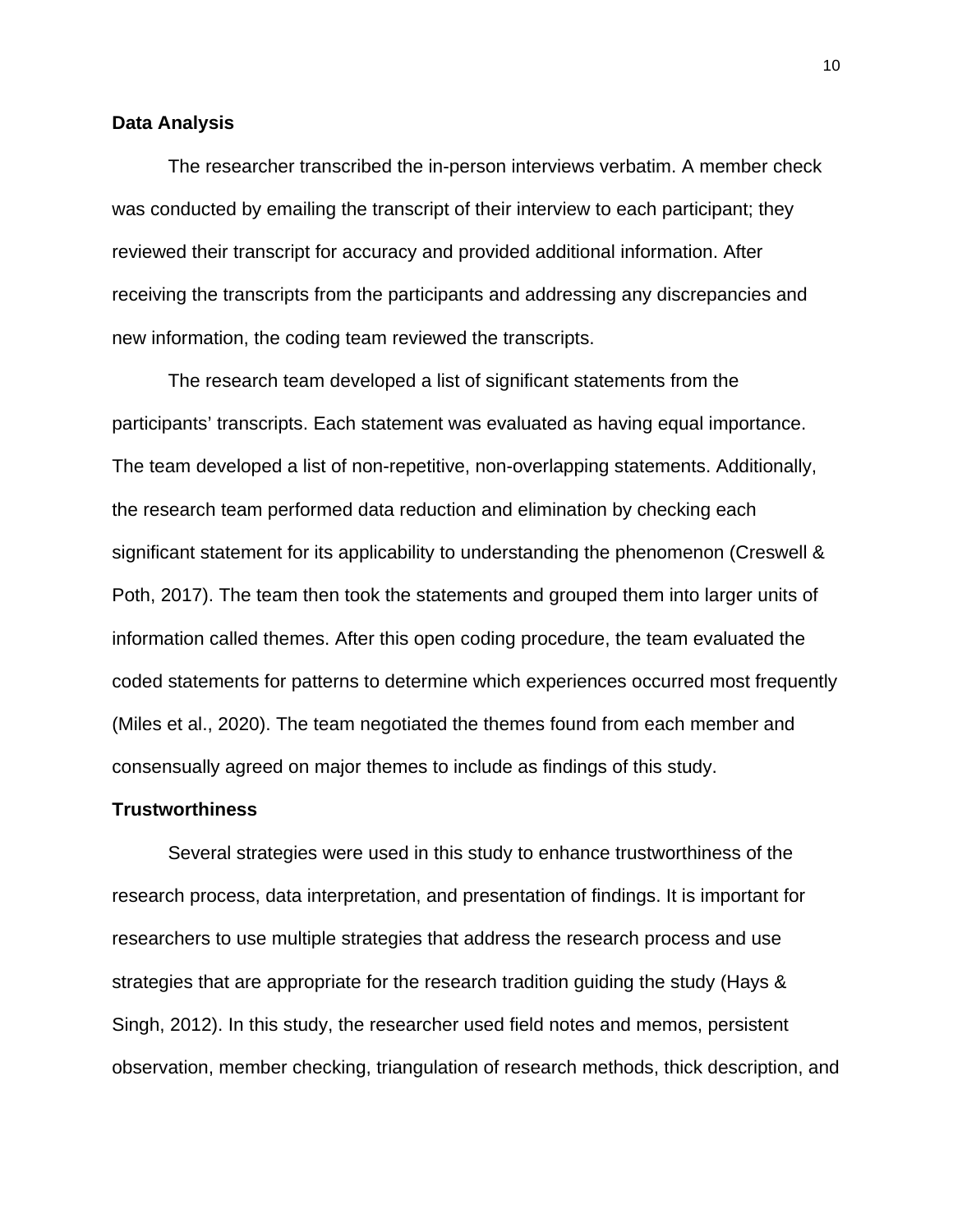## Data Analysis

The researcher transcribed the in-person interviews verbatim. A member check was conducted by emailing the transcript of their interview to each participant; they reviewed their transcript for accuracy and provided additional information. After receiving the transcripts from the participants and addressing any discrepancies and new information, the coding team reviewed the transcripts.

The research team developed a list of significant statements from the participants' transcripts. Each statement was evaluated as having equal importance. The team developed a list of non-repetitive, non-overlapping statements. Additionally, the research team performed data reduction and elimination by checking each significant statement for its applicability to understanding the phenomenon (Creswell & Poth, 2017). The team then took the statements and grouped them into larger units of information called themes. After this open coding procedure, the team evaluated the coded statements for patterns to determine which experiences occurred most frequently (Miles et al., 2020). The team negotiated the themes found from each member and consensually agreed on major themes to include as findings of this study.

## Trustworthiness

Several strategies were used in this study to enhance trustworthiness of the research process, data interpretation, and presentation of findings. It is important for researchers to use multiple strategies that address the research process and use strategies that are appropriate for the research tradition guiding the study (Hays & Singh, 2012). In this study, the researcher used field notes and memos, persistent observation, member checking, triangulation of research methods, thick description, and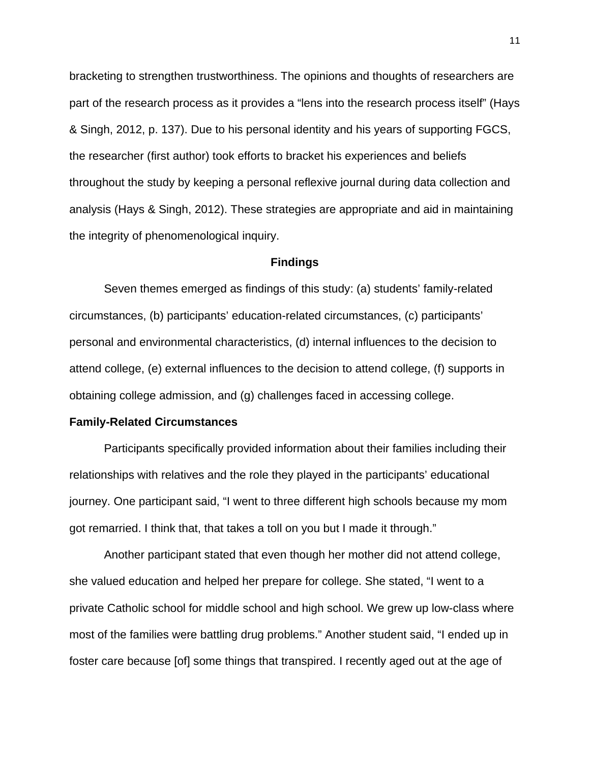bracketing to strengthen trustworthiness. The opinions and thoughts of researchers are part of the research process as it provides a "lens into the research process itself" (Hays & Singh, 2012, p. 137). Due to his personal identity and his years of supporting FGCS, the researcher (first author) took efforts to bracket his experiences and beliefs throughout the study by keeping a personal reflexive journal during data collection and analysis (Hays & Singh, 2012). These strategies are appropriate and aid in maintaining the integrity of phenomenological inquiry.

## Findings

Seven themes emerged as findings of this study: (a) students' family-related circumstances, (b) participants' education-related circumstances, (c) participants' personal and environmental characteristics, (d) internal influences to the decision to attend college, (e) external influences to the decision to attend college, (f) supports in obtaining college admission, and (g) challenges faced in accessing college.

### Family-Related Circumstances

Participants specifically provided information about their families including their relationships with relatives and the role they played in the participants' educational journey. One participant said, "I went to three different high schools because my mom got remarried. I think that, that takes a toll on you but I made it through."

Another participant stated that even though her mother did not attend college, she valued education and helped her prepare for college. She stated, "I went to a private Catholic school for middle school and high school. We grew up low-class where most of the families were battling drug problems." Another student said, "I ended up in foster care because [of] some things that transpired. I recently aged out at the age of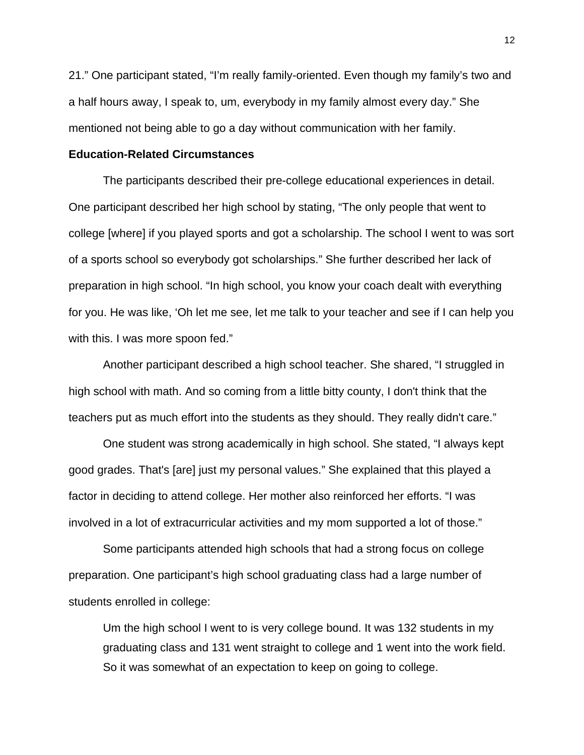21." One participant stated, "I'm really family-oriented. Even though my family's two and a half hours away, I speak to, um, everybody in my family almost every day." She mentioned not being able to go a day without communication with her family.

**Education-Related Circumstances**

The participants described their pre-college educational experiences in detail. One participant described her high school by stating, "The only people that went to college [where] if you played sports and got a scholarship. The school I went to was sort of a sports school so everybody got scholarships." She further described her lack of preparation in high school. "In high school, you know your coach dealt with everything for you. He was like, 'Oh let me see, let me talk to your teacher and see if I can help you with this. I was more spoon fed."

Another participant described a high school teacher. She shared, "I struggled in high school with math. And so coming from a little bitty county, I don't think that the teachers put as much effort into the students as they should. They really didn't care."

One student was strong academically in high school. She stated, "I always kept good grades. That's [are] just my personal values." She explained that this played a factor in deciding to attend college. Her mother also reinforced her efforts. "I was involved in a lot of extracurricular activities and my mom supported a lot of those."

Some participants attended high schools that had a strong focus on college preparation. One participant's high school graduating class had a large number of students enrolled in college:

> Um the high school I went to is very college bound. It was 132 students in my graduating class and 131 went straight to college and 1 went into the work field. So it was somewhat of an expectation to keep on going to college.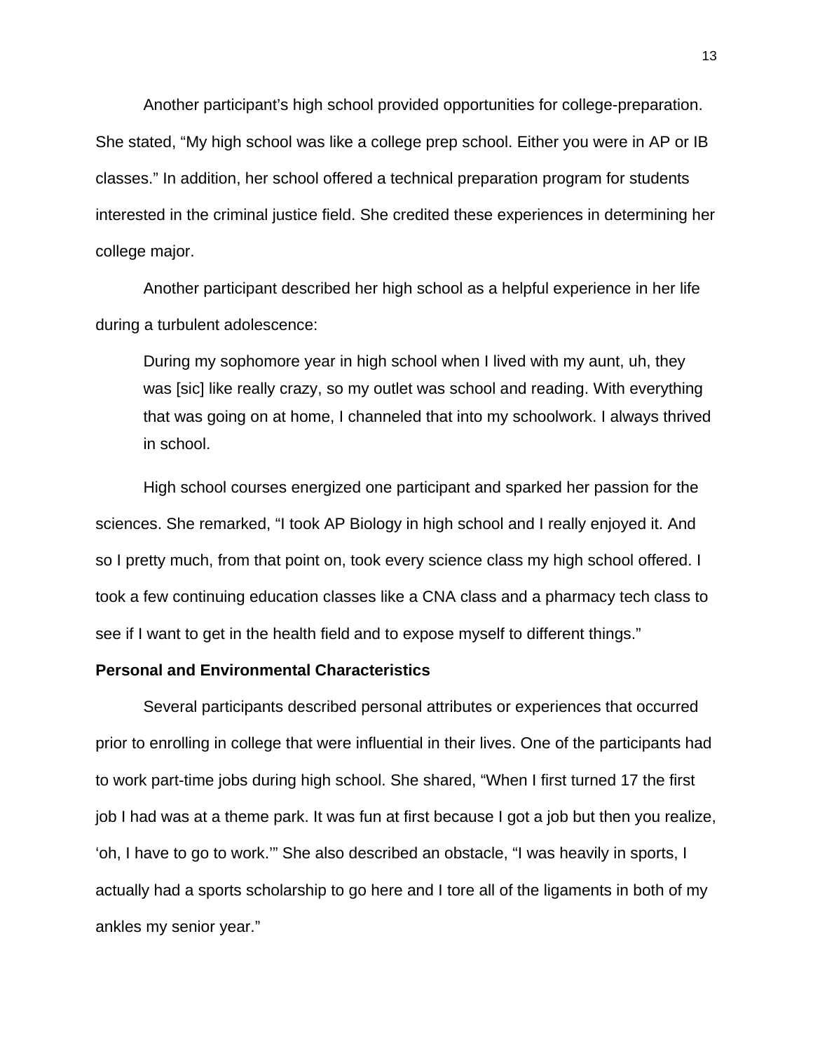Another participant's high school provided opportunities for college-preparation. She stated, "My high school was like a college prep school. Either you were in AP or IB classes." In addition, her school offered a technical preparation program for students interested in the criminal justice field. She credited these experiences in determining her college major.

Another participant described her high school as a helpful experience in her life during a turbulent adolescence:

> During my sophomore year in high school when I lived with my aunt, uh, they was [sic] like really crazy, so my outlet was school and reading. With everything that was going on at home, I channeled that into my schoolwork. I always thrived in school.

High school courses energized one participant and sparked her passion for the sciences. She remarked, "I took AP Biology in high school and I really enjoyed it. And so I pretty much, from that point on, took every science class my high school offered. I took a few continuing education classes like a CNA class and a pharmacy tech class to see if I want to get in the health field and to expose myself to different things."

**Personal and Environmental Characteristics**

Several participants described personal attributes or experiences that occurred prior to enrolling in college that were influential in their lives. One of the participants had to work part-time jobs during high school. She shared, "When I first turned 17 the first job I had was at a theme park. It was fun at first because I got a job but then you realize, 'oh, I have to go to work.'" She also described an obstacle, "I was heavily in sports, I actually had a sports scholarship to go here and I tore all of the ligaments in both of my ankles my senior year."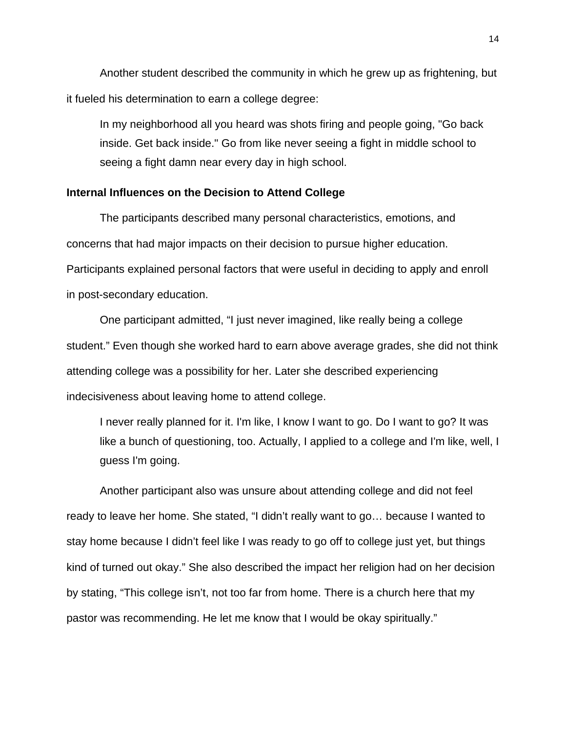Another student described the community in which he grew up as frightening, but it fueled his determination to earn a college degree:

> In my neighborhood all you heard was shots firing and people going, "Go back inside. Get back inside." Go from like never seeing a fight in middle school to seeing a fight damn near every day in high school.

**Internal Influences on the Decision to Attend College**

The participants described many personal characteristics, emotions, and concerns that had major impacts on their decision to pursue higher education. Participants explained personal factors that were useful in deciding to apply and enroll in post-secondary education.

One participant admitted, “I just never imagined, like really being a college student.” Even though she worked hard to earn above average grades, she did not think attending college was a possibility for her. Later she described experiencing indecisiveness about leaving home to attend college.

> I never really planned for it. I'm like, I know I want to go. Do I want to go? It was like a bunch of questioning, too. Actually, I applied to a college and I'm like, well, I guess I'm going.

Another participant also was unsure about attending college and did not feel ready to leave her home. She stated, “I didn’t really want to go… because I wanted to stay home because I didn’t feel like I was ready to go off to college just yet, but things kind of turned out okay.” She also described the impact her religion had on her decision by stating, “This college isn’t, not too far from home. There is a church here that my pastor was recommending. He let me know that I would be okay spiritually.”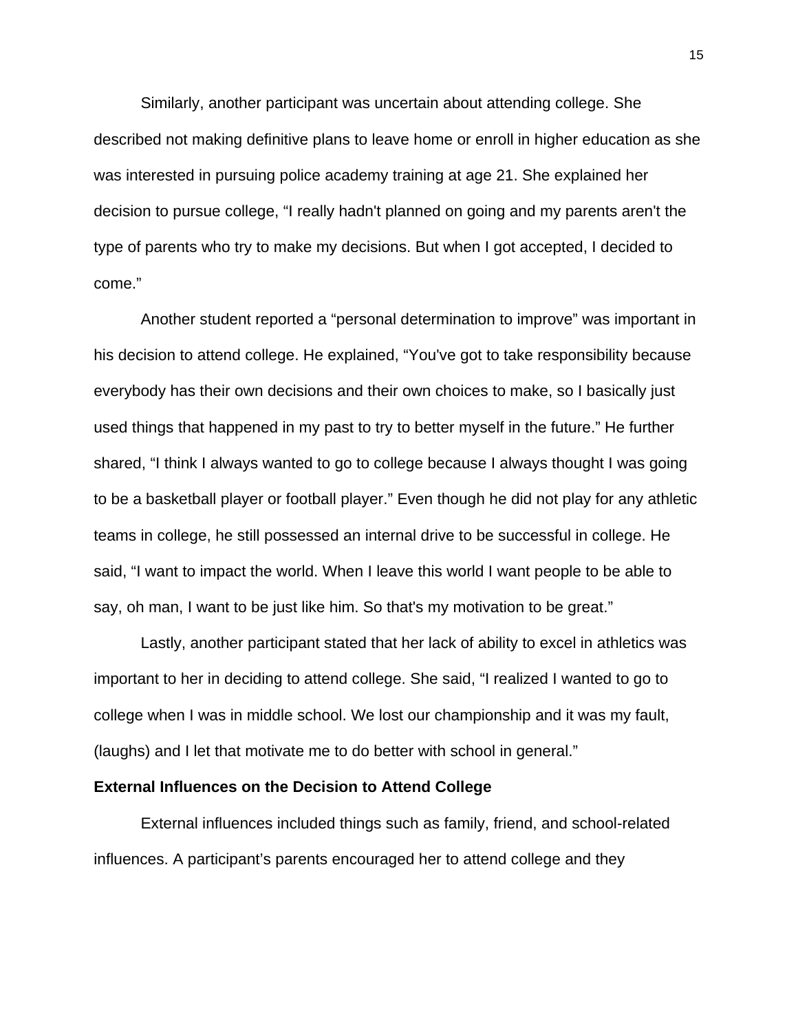Similarly, another participant was uncertain about attending college. She described not making definitive plans to leave home or enroll in higher education as she was interested in pursuing police academy training at age 21. She explained her decision to pursue college, “I really hadn't planned on going and my parents aren't the type of parents who try to make my decisions. But when I got accepted, I decided to come.”

Another student reported a “personal determination to improve” was important in his decision to attend college. He explained, “You've got to take responsibility because everybody has their own decisions and their own choices to make, so I basically just used things that happened in my past to try to better myself in the future.” He further shared, “I think I always wanted to go to college because I always thought I was going to be a basketball player or football player.” Even though he did not play for any athletic teams in college, he still possessed an internal drive to be successful in college. He said, “I want to impact the world. When I leave this world I want people to be able to say, oh man, I want to be just like him. So that's my motivation to be great.”

Lastly, another participant stated that her lack of ability to excel in athletics was important to her in deciding to attend college. She said, “I realized I wanted to go to college when I was in middle school. We lost our championship and it was my fault, (laughs) and I let that motivate me to do better with school in general.”

**External Influences on the Decision to Attend College**

External influences included things such as family, friend, and school-related influences. A participant’s parents encouraged her to attend college and they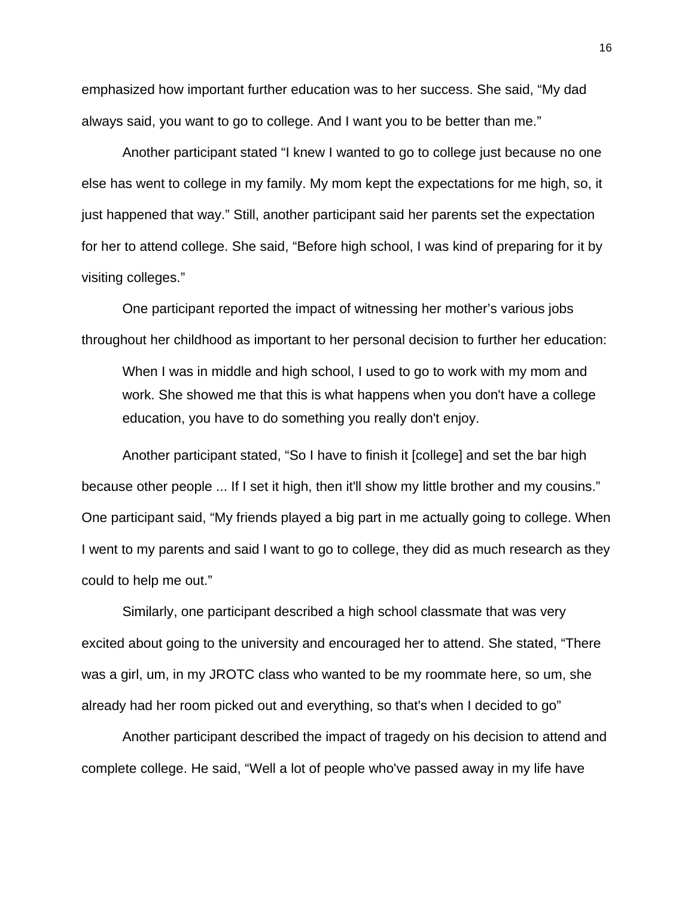emphasized how important further education was to her success. She said, "My dad always said, you want to go to college. And I want you to be better than me."

Another participant stated "I knew I wanted to go to college just because no one else has went to college in my family. My mom kept the expectations for me high, so, it just happened that way." Still, another participant said her parents set the expectation for her to attend college. She said, "Before high school, I was kind of preparing for it by visiting colleges."

One participant reported the impact of witnessing her mother's various jobs throughout her childhood as important to her personal decision to further her education:

> When I was in middle and high school, I used to go to work with my mom and work. She showed me that this is what happens when you don't have a college education, you have to do something you really don't enjoy.

Another participant stated, "So I have to finish it [college] and set the bar high because other people ... If I set it high, then it'll show my little brother and my cousins." One participant said, "My friends played a big part in me actually going to college. When I went to my parents and said I want to go to college, they did as much research as they could to help me out."

Similarly, one participant described a high school classmate that was very excited about going to the university and encouraged her to attend. She stated, "There was a girl, um, in my JROTC class who wanted to be my roommate here, so um, she already had her room picked out and everything, so that's when I decided to go"

Another participant described the impact of tragedy on his decision to attend and complete college. He said, "Well a lot of people who've passed away in my life have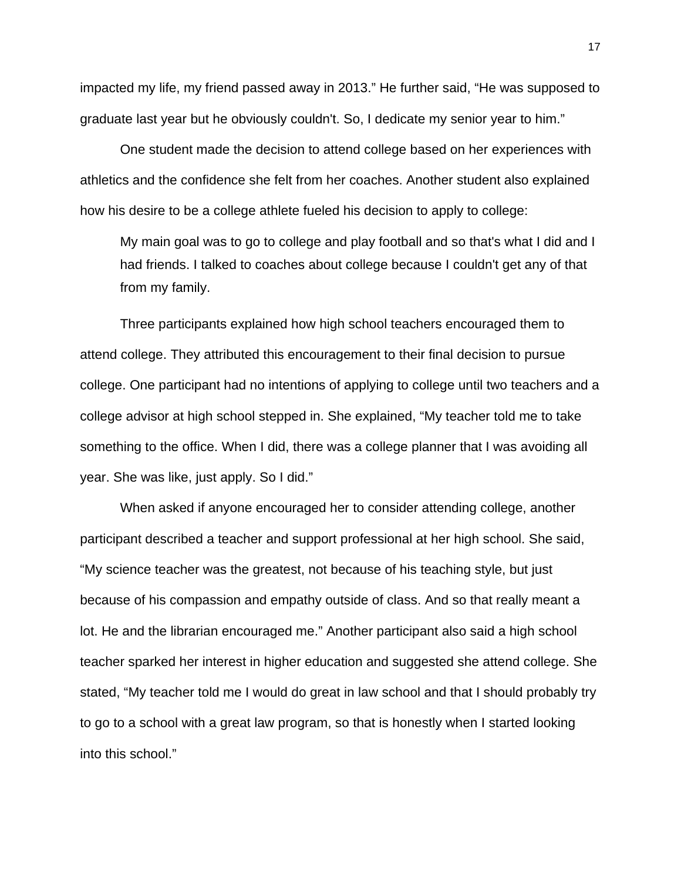impacted my life, my friend passed away in 2013." He further said, "He was supposed to graduate last year but he obviously couldn't. So, I dedicate my senior year to him."

One student made the decision to attend college based on her experiences with athletics and the confidence she felt from her coaches. Another student also explained how his desire to be a college athlete fueled his decision to apply to college:

> My main goal was to go to college and play football and so that's what I did and I had friends. I talked to coaches about college because I couldn't get any of that from my family.

Three participants explained how high school teachers encouraged them to attend college. They attributed this encouragement to their final decision to pursue college. One participant had no intentions of applying to college until two teachers and a college advisor at high school stepped in. She explained, "My teacher told me to take something to the office. When I did, there was a college planner that I was avoiding all year. She was like, just apply. So I did."

When asked if anyone encouraged her to consider attending college, another participant described a teacher and support professional at her high school. She said, "My science teacher was the greatest, not because of his teaching style, but just because of his compassion and empathy outside of class. And so that really meant a lot. He and the librarian encouraged me." Another participant also said a high school teacher sparked her interest in higher education and suggested she attend college. She stated, "My teacher told me I would do great in law school and that I should probably try to go to a school with a great law program, so that is honestly when I started looking into this school."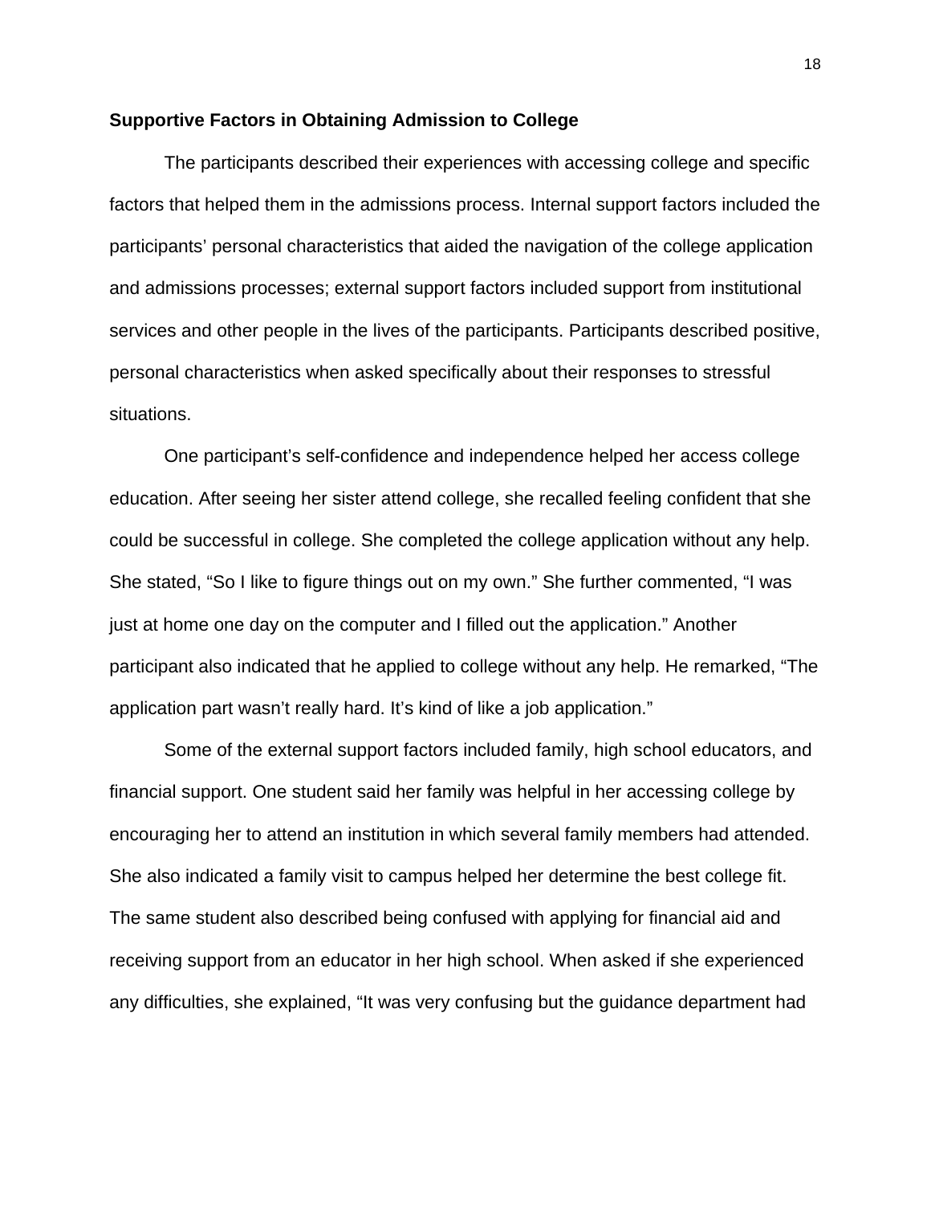## Supportive Factors in Obtaining Admission to College

The participants described their experiences with accessing college and specific factors that helped them in the admissions process. Internal support factors included the participants' personal characteristics that aided the navigation of the college application and admissions processes; external support factors included support from institutional services and other people in the lives of the participants. Participants described positive, personal characteristics when asked specifically about their responses to stressful situations.

One participant's self-confidence and independence helped her access college education. After seeing her sister attend college, she recalled feeling confident that she could be successful in college. She completed the college application without any help. She stated, "So I like to figure things out on my own." She further commented, "I was just at home one day on the computer and I filled out the application." Another participant also indicated that he applied to college without any help. He remarked, "The application part wasn't really hard. It's kind of like a job application."

Some of the external support factors included family, high school educators, and financial support. One student said her family was helpful in her accessing college by encouraging her to attend an institution in which several family members had attended. She also indicated a family visit to campus helped her determine the best college fit. The same student also described being confused with applying for financial aid and receiving support from an educator in her high school. When asked if she experienced any difficulties, she explained, "It was very confusing but the guidance department had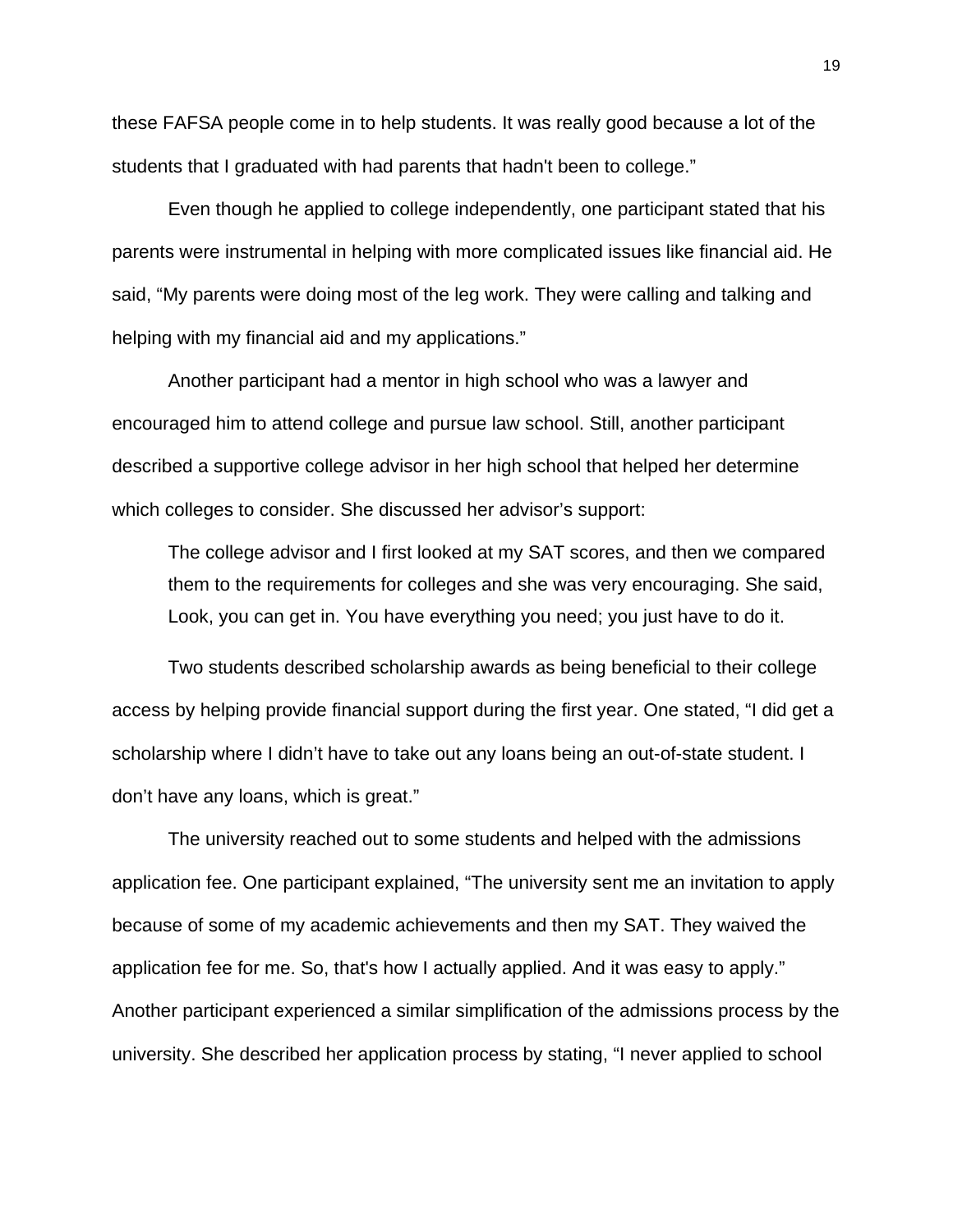these FAFSA people come in to help students. It was really good because a lot of the students that I graduated with had parents that hadn't been to college."

Even though he applied to college independently, one participant stated that his parents were instrumental in helping with more complicated issues like financial aid. He said, "My parents were doing most of the leg work. They were calling and talking and helping with my financial aid and my applications."

Another participant had a mentor in high school who was a lawyer and encouraged him to attend college and pursue law school. Still, another participant described a supportive college advisor in her high school that helped her determine which colleges to consider. She discussed her advisor's support:

> The college advisor and I first looked at my SAT scores, and then we compared them to the requirements for colleges and she was very encouraging. She said, Look, you can get in. You have everything you need; you just have to do it.

Two students described scholarship awards as being beneficial to their college access by helping provide financial support during the first year. One stated, "I did get a scholarship where I didn't have to take out any loans being an out-of-state student. I don't have any loans, which is great."

The university reached out to some students and helped with the admissions application fee. One participant explained, "The university sent me an invitation to apply because of some of my academic achievements and then my SAT. They waived the application fee for me. So, that's how I actually applied. And it was easy to apply." Another participant experienced a similar simplification of the admissions process by the university. She described her application process by stating, "I never applied to school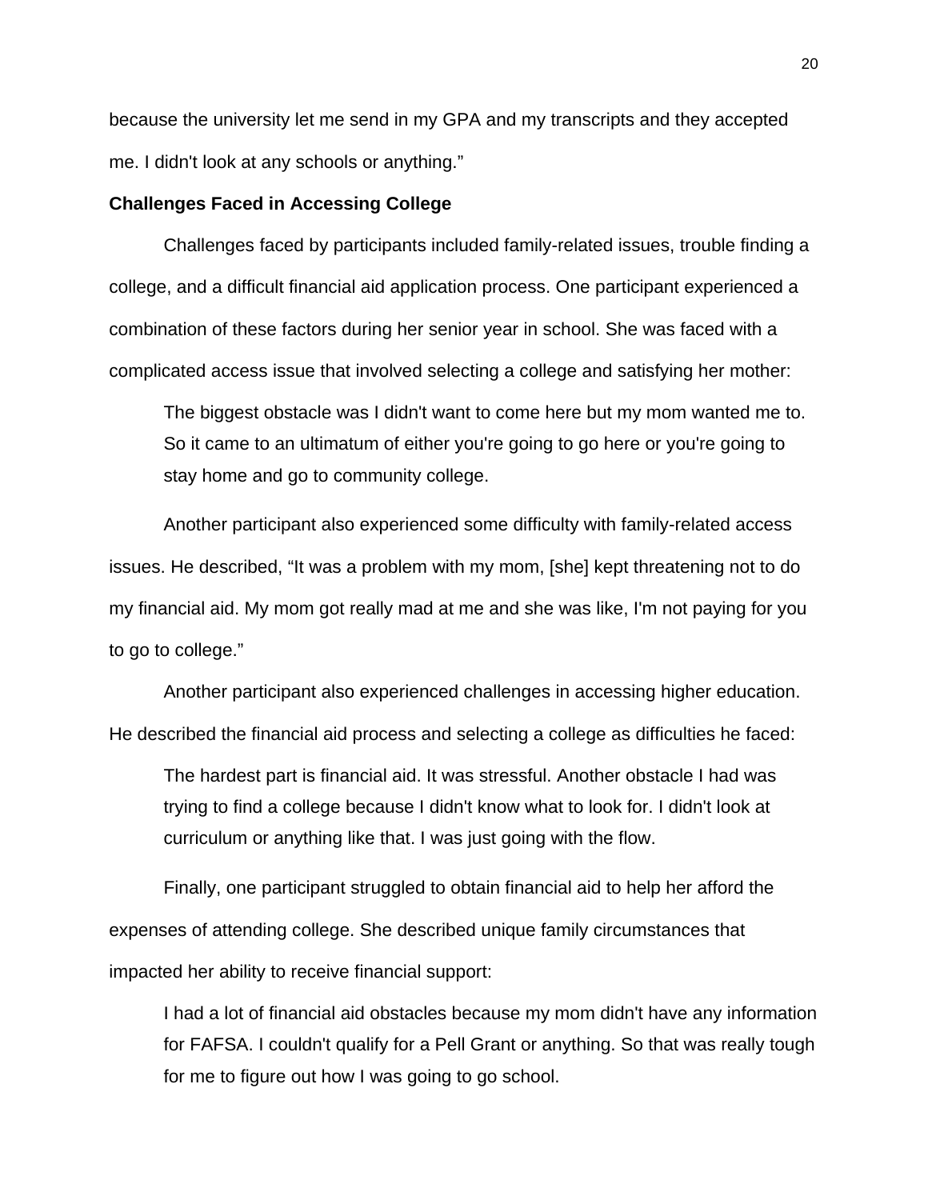because the university let me send in my GPA and my transcripts and they accepted me. I didn't look at any schools or anything."

**Challenges Faced in Accessing College**

Challenges faced by participants included family-related issues, trouble finding a college, and a difficult financial aid application process. One participant experienced a combination of these factors during her senior year in school. She was faced with a complicated access issue that involved selecting a college and satisfying her mother:

> The biggest obstacle was I didn't want to come here but my mom wanted me to. So it came to an ultimatum of either you're going to go here or you're going to stay home and go to community college.

Another participant also experienced some difficulty with family-related access issues. He described, "It was a problem with my mom, [she] kept threatening not to do my financial aid. My mom got really mad at me and she was like, I'm not paying for you to go to college."

Another participant also experienced challenges in accessing higher education. He described the financial aid process and selecting a college as difficulties he faced:

> The hardest part is financial aid. It was stressful. Another obstacle I had was trying to find a college because I didn't know what to look for. I didn't look at curriculum or anything like that. I was just going with the flow.

Finally, one participant struggled to obtain financial aid to help her afford the expenses of attending college. She described unique family circumstances that impacted her ability to receive financial support:

> I had a lot of financial aid obstacles because my mom didn't have any information for FAFSA. I couldn't qualify for a Pell Grant or anything. So that was really tough for me to figure out how I was going to go school.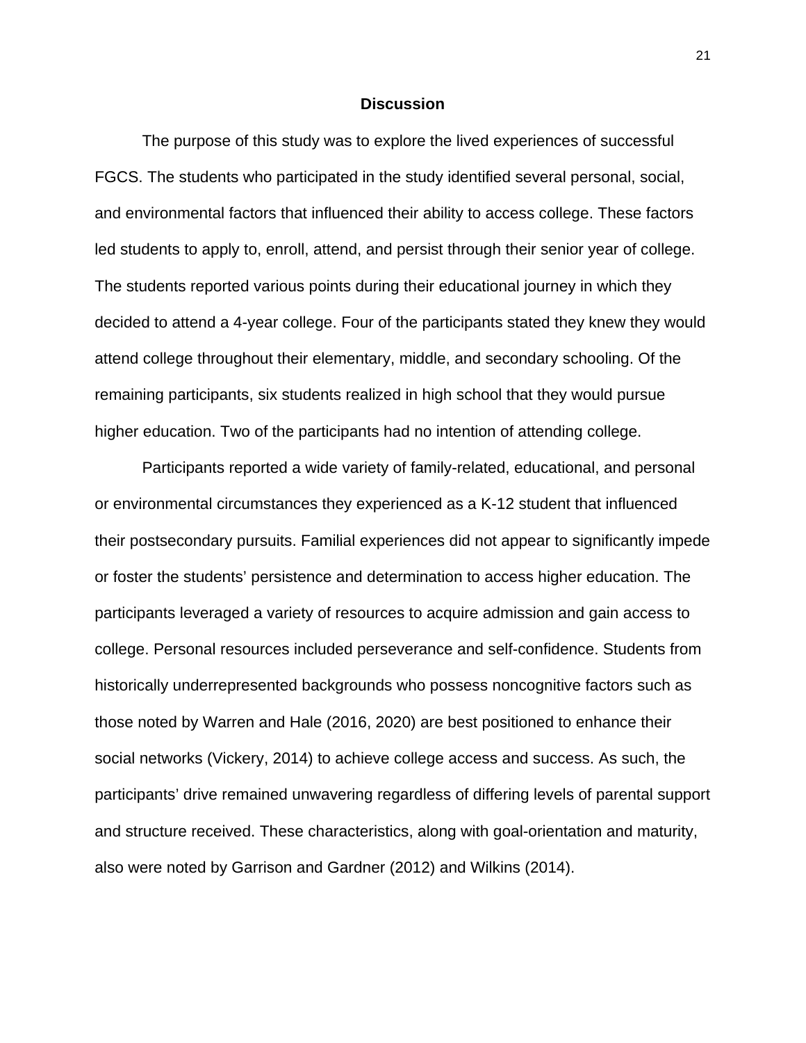## Discussion

The purpose of this study was to explore the lived experiences of successful FGCS. The students who participated in the study identified several personal, social, and environmental factors that influenced their ability to access college. These factors led students to apply to, enroll, attend, and persist through their senior year of college. The students reported various points during their educational journey in which they decided to attend a 4-year college. Four of the participants stated they knew they would attend college throughout their elementary, middle, and secondary schooling. Of the remaining participants, six students realized in high school that they would pursue higher education. Two of the participants had no intention of attending college.

Participants reported a wide variety of family-related, educational, and personal or environmental circumstances they experienced as a K-12 student that influenced their postsecondary pursuits. Familial experiences did not appear to significantly impede or foster the students' persistence and determination to access higher education. The participants leveraged a variety of resources to acquire admission and gain access to college. Personal resources included perseverance and self-confidence. Students from historically underrepresented backgrounds who possess noncognitive factors such as those noted by Warren and Hale (2016, 2020) are best positioned to enhance their social networks (Vickery, 2014) to achieve college access and success. As such, the participants' drive remained unwavering regardless of differing levels of parental support and structure received. These characteristics, along with goal-orientation and maturity, also were noted by Garrison and Gardner (2012) and Wilkins (2014).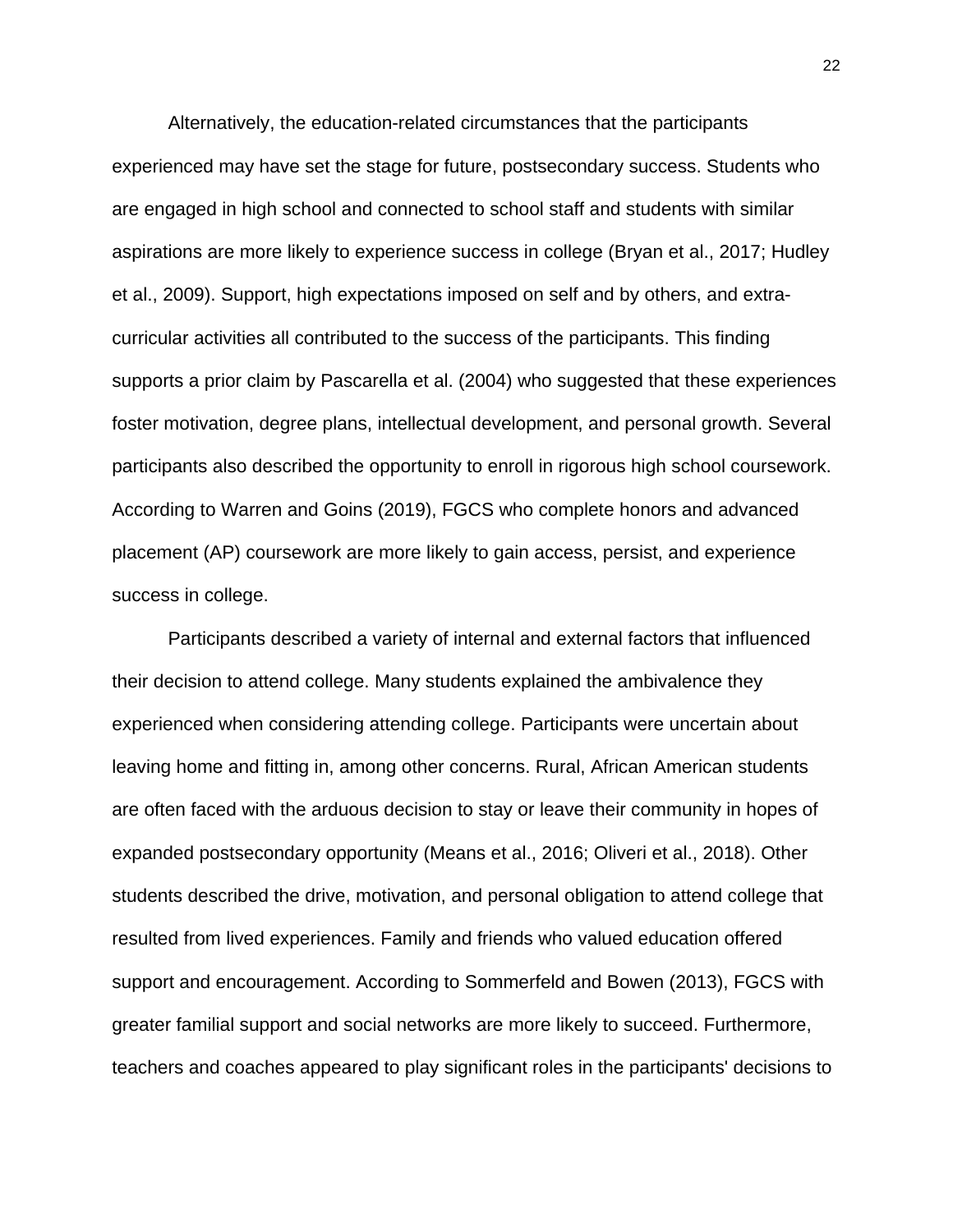Alternatively, the education-related circumstances that the participants experienced may have set the stage for future, postsecondary success. Students who are engaged in high school and connected to school staff and students with similar aspirations are more likely to experience success in college (Bryan et al., 2017; Hudley et al., 2009). Support, high expectations imposed on self and by others, and extra-curricular activities all contributed to the success of the participants. This finding supports a prior claim by Pascarella et al. (2004) who suggested that these experiences foster motivation, degree plans, intellectual development, and personal growth. Several participants also described the opportunity to enroll in rigorous high school coursework. According to Warren and Goins (2019), FGCS who complete honors and advanced placement (AP) coursework are more likely to gain access, persist, and experience success in college.

Participants described a variety of internal and external factors that influenced their decision to attend college. Many students explained the ambivalence they experienced when considering attending college. Participants were uncertain about leaving home and fitting in, among other concerns. Rural, African American students are often faced with the arduous decision to stay or leave their community in hopes of expanded postsecondary opportunity (Means et al., 2016; Oliveri et al., 2018). Other students described the drive, motivation, and personal obligation to attend college that resulted from lived experiences. Family and friends who valued education offered support and encouragement. According to Sommerfeld and Bowen (2013), FGCS with greater familial support and social networks are more likely to succeed. Furthermore, teachers and coaches appeared to play significant roles in the participants' decisions to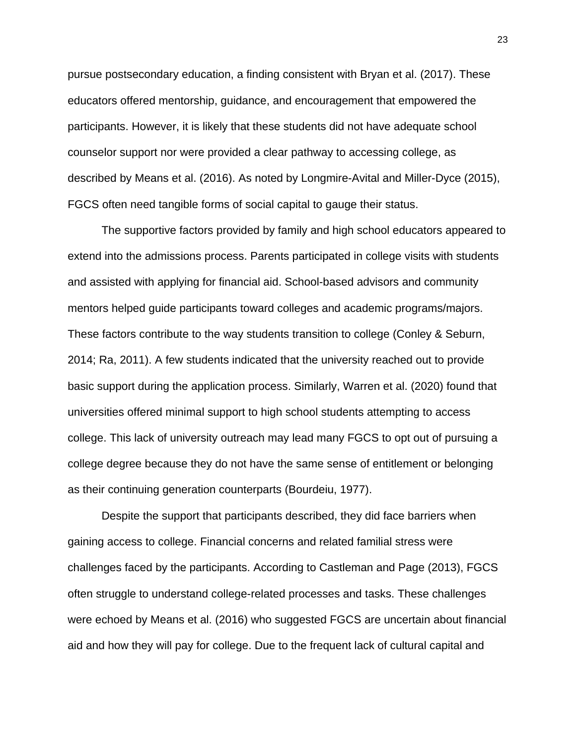pursue postsecondary education, a finding consistent with Bryan et al. (2017). These educators offered mentorship, guidance, and encouragement that empowered the participants. However, it is likely that these students did not have adequate school counselor support nor were provided a clear pathway to accessing college, as described by Means et al. (2016). As noted by Longmire-Avital and Miller-Dyce (2015), FGCS often need tangible forms of social capital to gauge their status.

The supportive factors provided by family and high school educators appeared to extend into the admissions process. Parents participated in college visits with students and assisted with applying for financial aid. School-based advisors and community mentors helped guide participants toward colleges and academic programs/majors. These factors contribute to the way students transition to college (Conley & Seburn, 2014; Ra, 2011). A few students indicated that the university reached out to provide basic support during the application process. Similarly, Warren et al. (2020) found that universities offered minimal support to high school students attempting to access college. This lack of university outreach may lead many FGCS to opt out of pursuing a college degree because they do not have the same sense of entitlement or belonging as their continuing generation counterparts (Bourdeiu, 1977).

Despite the support that participants described, they did face barriers when gaining access to college. Financial concerns and related familial stress were challenges faced by the participants. According to Castleman and Page (2013), FGCS often struggle to understand college-related processes and tasks. These challenges were echoed by Means et al. (2016) who suggested FGCS are uncertain about financial aid and how they will pay for college. Due to the frequent lack of cultural capital and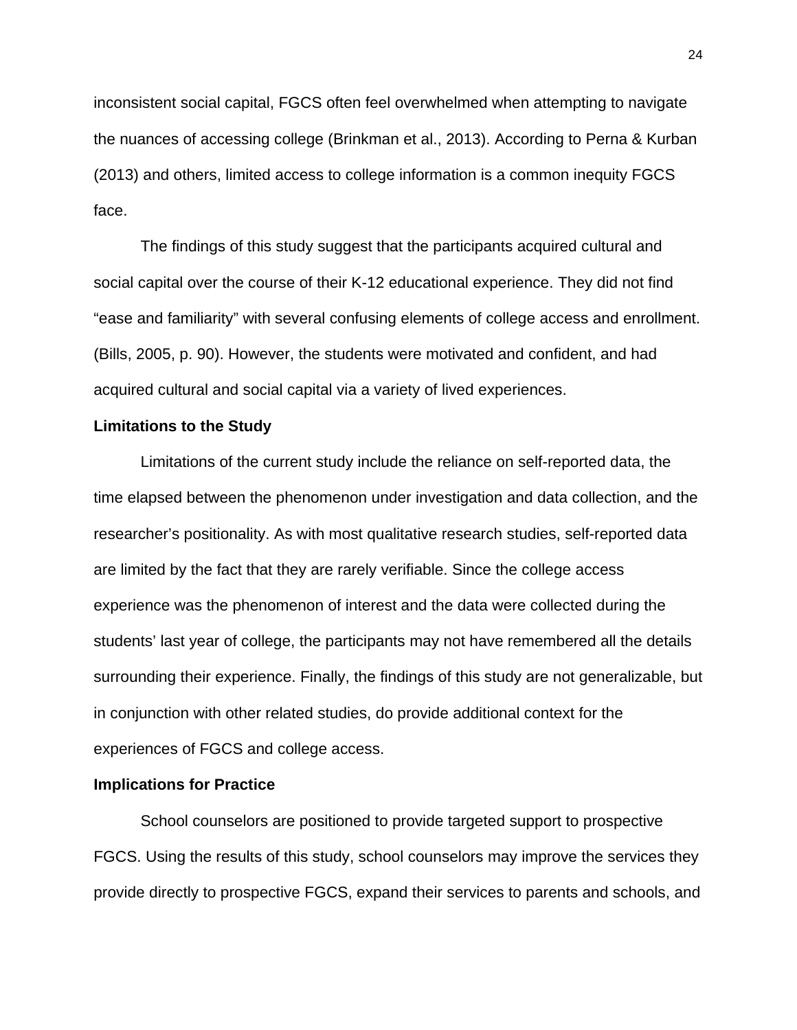inconsistent social capital, FGCS often feel overwhelmed when attempting to navigate the nuances of accessing college (Brinkman et al., 2013). According to Perna & Kurban (2013) and others, limited access to college information is a common inequity FGCS face.

The findings of this study suggest that the participants acquired cultural and social capital over the course of their K-12 educational experience. They did not find “ease and familiarity” with several confusing elements of college access and enrollment. (Bills, 2005, p. 90). However, the students were motivated and confident, and had acquired cultural and social capital via a variety of lived experiences.

**Limitations to the Study**

Limitations of the current study include the reliance on self-reported data, the time elapsed between the phenomenon under investigation and data collection, and the researcher’s positionality. As with most qualitative research studies, self-reported data are limited by the fact that they are rarely verifiable. Since the college access experience was the phenomenon of interest and the data were collected during the students’ last year of college, the participants may not have remembered all the details surrounding their experience. Finally, the findings of this study are not generalizable, but in conjunction with other related studies, do provide additional context for the experiences of FGCS and college access.

**Implications for Practice**

School counselors are positioned to provide targeted support to prospective FGCS. Using the results of this study, school counselors may improve the services they provide directly to prospective FGCS, expand their services to parents and schools, and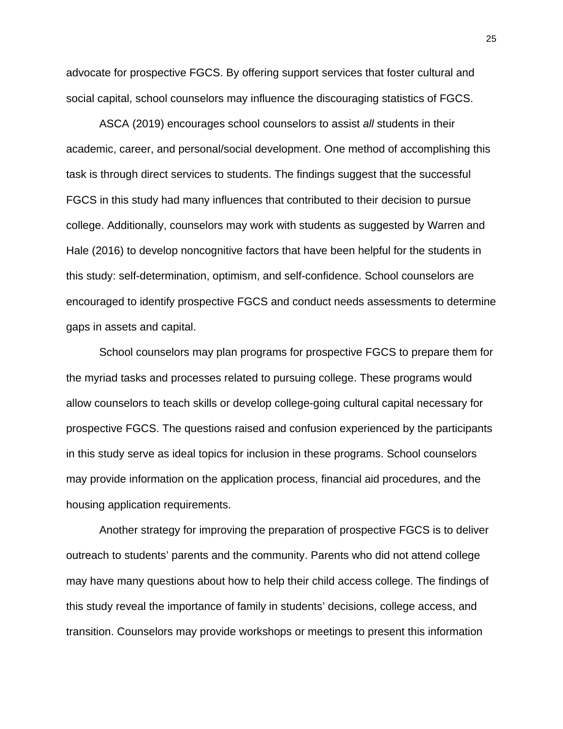advocate for prospective FGCS. By offering support services that foster cultural and social capital, school counselors may influence the discouraging statistics of FGCS.

ASCA (2019) encourages school counselors to assist *all* students in their academic, career, and personal/social development. One method of accomplishing this task is through direct services to students. The findings suggest that the successful FGCS in this study had many influences that contributed to their decision to pursue college. Additionally, counselors may work with students as suggested by Warren and Hale (2016) to develop noncognitive factors that have been helpful for the students in this study: self-determination, optimism, and self-confidence. School counselors are encouraged to identify prospective FGCS and conduct needs assessments to determine gaps in assets and capital.

School counselors may plan programs for prospective FGCS to prepare them for the myriad tasks and processes related to pursuing college. These programs would allow counselors to teach skills or develop college-going cultural capital necessary for prospective FGCS. The questions raised and confusion experienced by the participants in this study serve as ideal topics for inclusion in these programs. School counselors may provide information on the application process, financial aid procedures, and the housing application requirements.

Another strategy for improving the preparation of prospective FGCS is to deliver outreach to students' parents and the community. Parents who did not attend college may have many questions about how to help their child access college. The findings of this study reveal the importance of family in students' decisions, college access, and transition. Counselors may provide workshops or meetings to present this information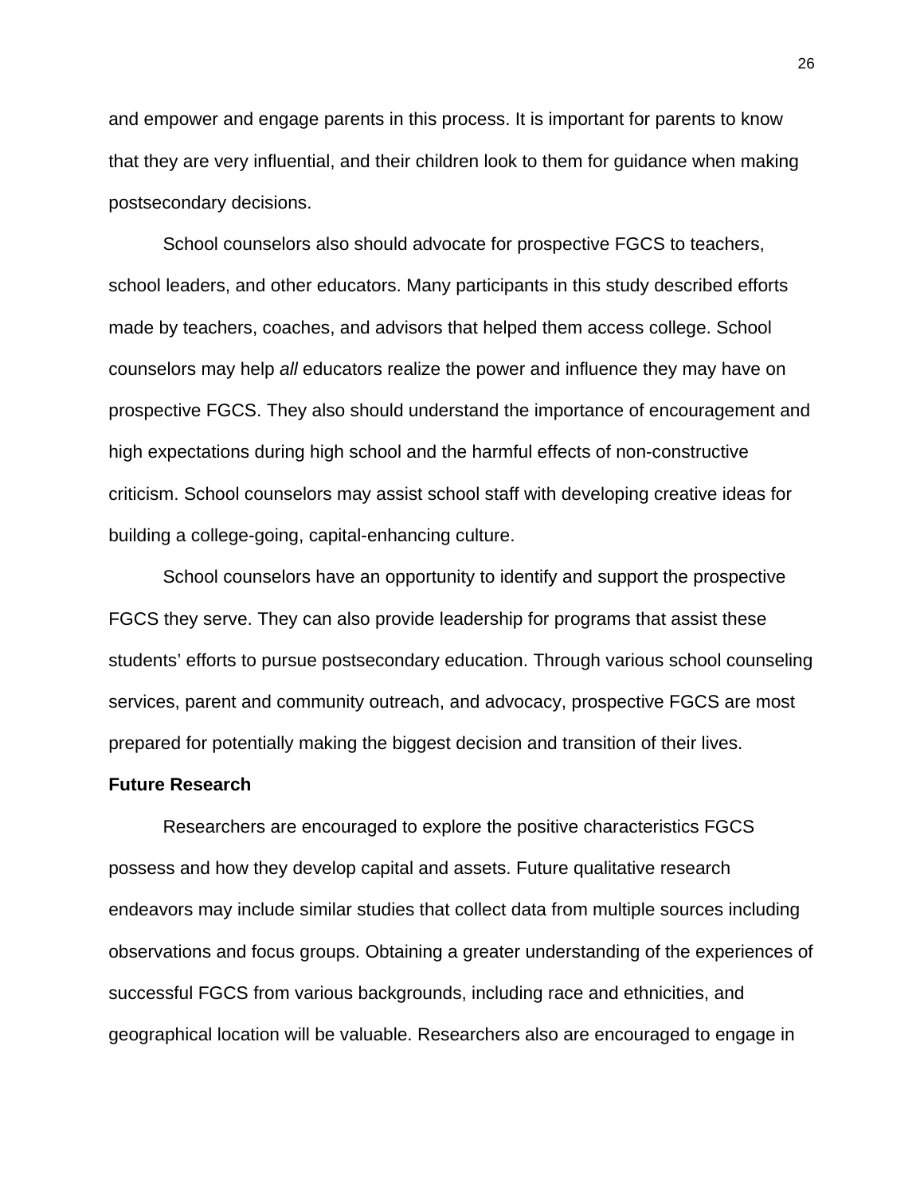and empower and engage parents in this process. It is important for parents to know that they are very influential, and their children look to them for guidance when making postsecondary decisions.

School counselors also should advocate for prospective FGCS to teachers, school leaders, and other educators. Many participants in this study described efforts made by teachers, coaches, and advisors that helped them access college. School counselors may help *all* educators realize the power and influence they may have on prospective FGCS. They also should understand the importance of encouragement and high expectations during high school and the harmful effects of non-constructive criticism. School counselors may assist school staff with developing creative ideas for building a college-going, capital-enhancing culture.

School counselors have an opportunity to identify and support the prospective FGCS they serve. They can also provide leadership for programs that assist these students' efforts to pursue postsecondary education. Through various school counseling services, parent and community outreach, and advocacy, prospective FGCS are most prepared for potentially making the biggest decision and transition of their lives.

**Future Research**

Researchers are encouraged to explore the positive characteristics FGCS possess and how they develop capital and assets. Future qualitative research endeavors may include similar studies that collect data from multiple sources including observations and focus groups. Obtaining a greater understanding of the experiences of successful FGCS from various backgrounds, including race and ethnicities, and geographical location will be valuable. Researchers also are encouraged to engage in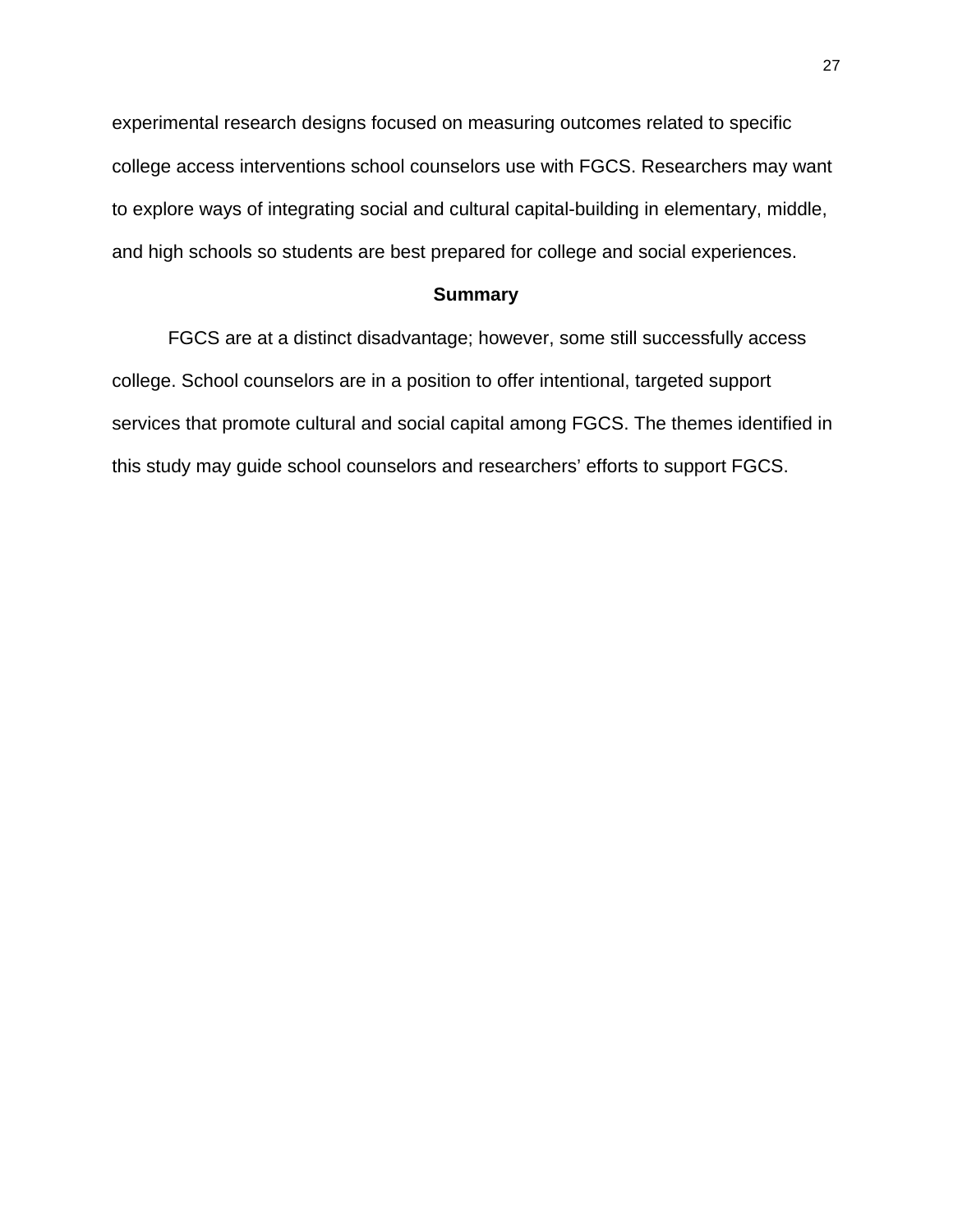experimental research designs focused on measuring outcomes related to specific college access interventions school counselors use with FGCS. Researchers may want to explore ways of integrating social and cultural capital-building in elementary, middle, and high schools so students are best prepared for college and social experiences.

## Summary

FGCS are at a distinct disadvantage; however, some still successfully access college. School counselors are in a position to offer intentional, targeted support services that promote cultural and social capital among FGCS. The themes identified in this study may guide school counselors and researchers' efforts to support FGCS.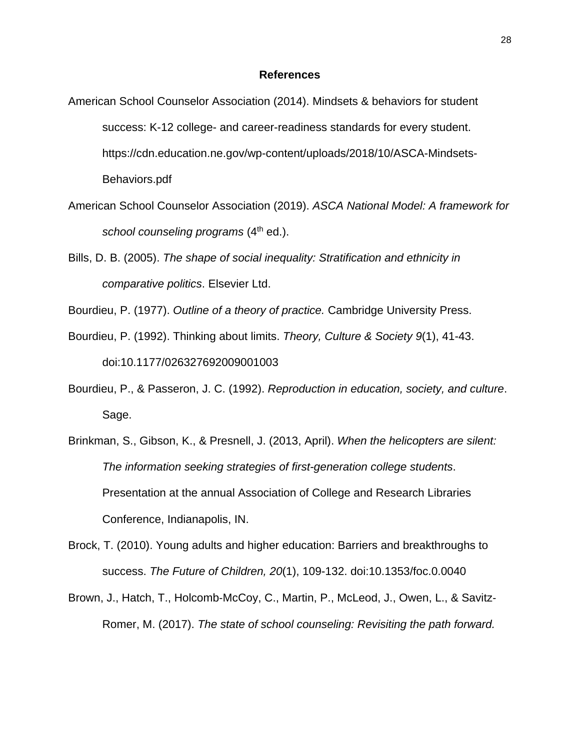# References

American School Counselor Association (2014). Mindsets & behaviors for student success: K-12 college- and career-readiness standards for every student. https://cdn.education.ne.gov/wp-content/uploads/2018/10/ASCA-Mindsets-Behaviors.pdf

American School Counselor Association (2019). *ASCA National Model: A framework for school counseling programs* (4th ed.).

Bills, D. B. (2005). *The shape of social inequality: Stratification and ethnicity in comparative politics*. Elsevier Ltd.

Bourdieu, P. (1977). *Outline of a theory of practice.* Cambridge University Press.

Bourdieu, P. (1992). Thinking about limits. *Theory, Culture & Society 9*(1), 41-43. doi:10.1177/026327692009001003

Bourdieu, P., & Passeron, J. C. (1992). *Reproduction in education, society, and culture*. Sage.

Brinkman, S., Gibson, K., & Presnell, J. (2013, April). *When the helicopters are silent: The information seeking strategies of first-generation college students*. Presentation at the annual Association of College and Research Libraries Conference, Indianapolis, IN.

Brock, T. (2010). Young adults and higher education: Barriers and breakthroughs to success. *The Future of Children, 20*(1), 109-132. doi:10.1353/foc.0.0040

Brown, J., Hatch, T., Holcomb-McCoy, C., Martin, P., McLeod, J., Owen, L., & Savitz-Romer, M. (2017). *The state of school counseling: Revisiting the path forward.*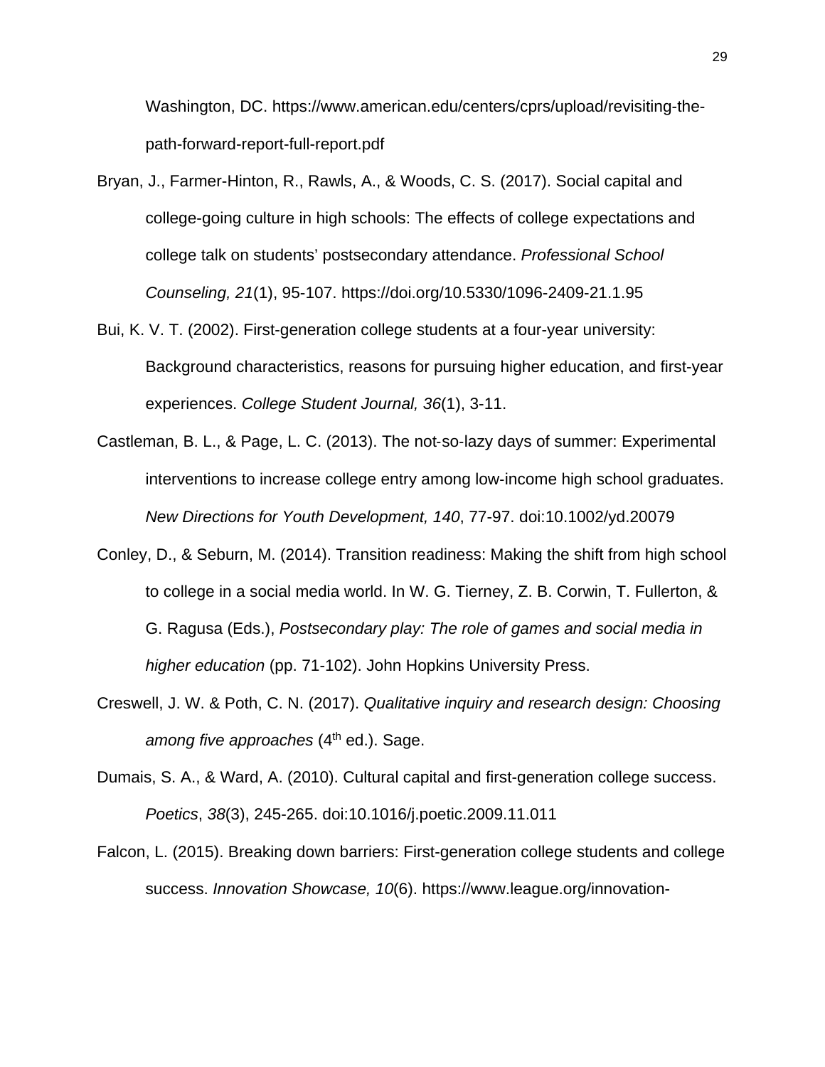Washington, DC. https://www.american.edu/centers/cprs/upload/revisiting-the-path-forward-report-full-report.pdf

Bryan, J., Farmer-Hinton, R., Rawls, A., & Woods, C. S. (2017). Social capital and college-going culture in high schools: The effects of college expectations and college talk on students' postsecondary attendance. *Professional School Counseling, 21*(1), 95-107. https://doi.org/10.5330/1096-2409-21.1.95

Bui, K. V. T. (2002). First-generation college students at a four-year university: Background characteristics, reasons for pursuing higher education, and first-year experiences. *College Student Journal, 36*(1), 3-11.

Castleman, B. L., & Page, L. C. (2013). The not-so-lazy days of summer: Experimental interventions to increase college entry among low-income high school graduates. *New Directions for Youth Development, 140*, 77-97. doi:10.1002/yd.20079

Conley, D., & Seburn, M. (2014). Transition readiness: Making the shift from high school to college in a social media world. In W. G. Tierney, Z. B. Corwin, T. Fullerton, & G. Ragusa (Eds.), *Postsecondary play: The role of games and social media in higher education* (pp. 71-102). John Hopkins University Press.

Creswell, J. W. & Poth, C. N. (2017). *Qualitative inquiry and research design: Choosing among five approaches* (4th ed.). Sage.

Dumais, S. A., & Ward, A. (2010). Cultural capital and first-generation college success. *Poetics*, *38*(3), 245-265. doi:10.1016/j.poetic.2009.11.011

Falcon, L. (2015). Breaking down barriers: First-generation college students and college success. *Innovation Showcase, 10*(6). https://www.league.org/innovation-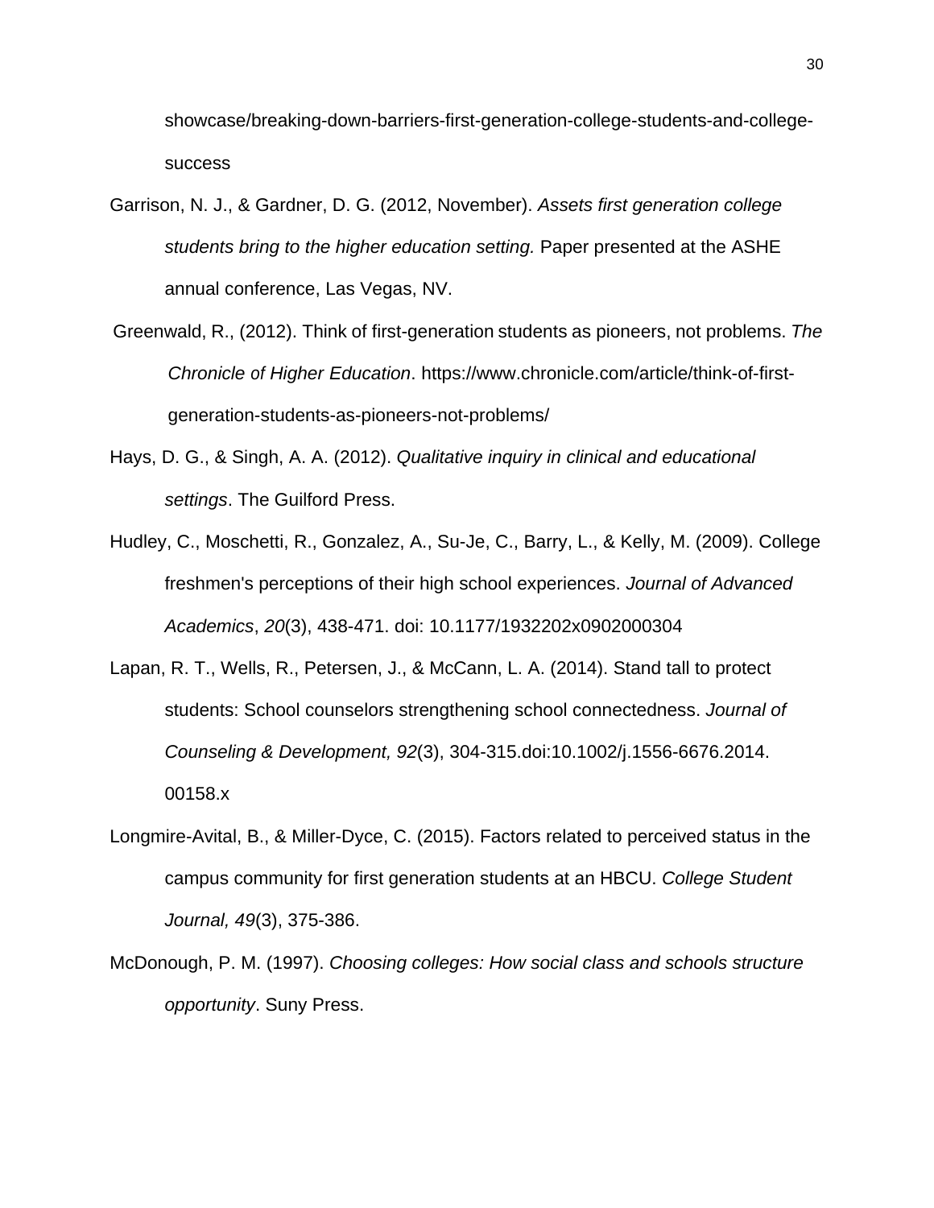showcase/breaking-down-barriers-first-generation-college-students-and-college-success

Garrison, N. J., & Gardner, D. G. (2012, November). *Assets first generation college students bring to the higher education setting.* Paper presented at the ASHE annual conference, Las Vegas, NV.

Greenwald, R., (2012). Think of first-generation students as pioneers, not problems. *The Chronicle of Higher Education*. https://www.chronicle.com/article/think-of-first-generation-students-as-pioneers-not-problems/

Hays, D. G., & Singh, A. A. (2012). *Qualitative inquiry in clinical and educational settings*. The Guilford Press.

Hudley, C., Moschetti, R., Gonzalez, A., Su-Je, C., Barry, L., & Kelly, M. (2009). College freshmen's perceptions of their high school experiences. *Journal of Advanced Academics*, *20*(3), 438-471. doi: 10.1177/1932202x0902000304

Lapan, R. T., Wells, R., Petersen, J., & McCann, L. A. (2014). Stand tall to protect students: School counselors strengthening school connectedness. *Journal of Counseling & Development, 92*(3), 304-315.doi:10.1002/j.1556-6676.2014.00158.x

Longmire-Avital, B., & Miller-Dyce, C. (2015). Factors related to perceived status in the campus community for first generation students at an HBCU. *College Student Journal, 49*(3), 375-386.

McDonough, P. M. (1997). *Choosing colleges: How social class and schools structure opportunity*. Suny Press.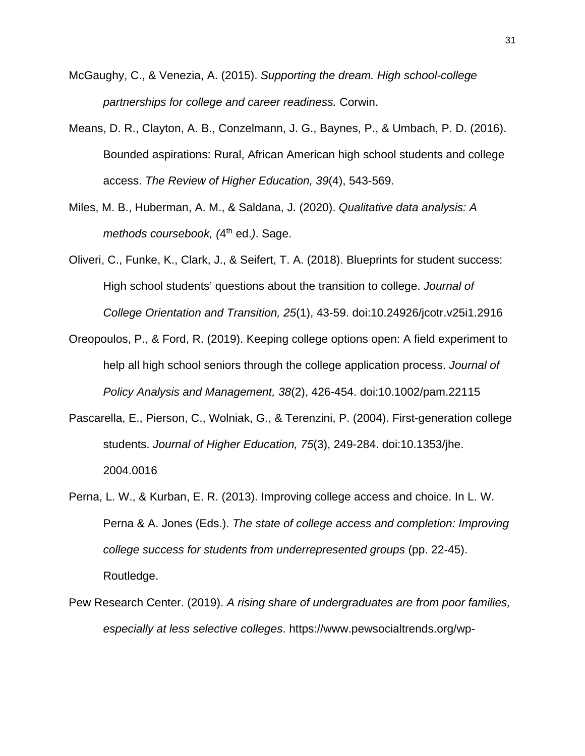McGaughy, C., & Venezia, A. (2015). *Supporting the dream. High school-college partnerships for college and career readiness.* Corwin.

Means, D. R., Clayton, A. B., Conzelmann, J. G., Baynes, P., & Umbach, P. D. (2016). Bounded aspirations: Rural, African American high school students and college access. *The Review of Higher Education, 39*(4), 543-569.

Miles, M. B., Huberman, A. M., & Saldana, J. (2020). *Qualitative data analysis: A methods coursebook, (*4th ed.*)*. Sage.

Oliveri, C., Funke, K., Clark, J., & Seifert, T. A. (2018). Blueprints for student success: High school students' questions about the transition to college. *Journal of College Orientation and Transition, 25*(1), 43-59. doi:10.24926/jcotr.v25i1.2916

Oreopoulos, P., & Ford, R. (2019). Keeping college options open: A field experiment to help all high school seniors through the college application process. *Journal of Policy Analysis and Management, 38*(2), 426-454. doi:10.1002/pam.22115

Pascarella, E., Pierson, C., Wolniak, G., & Terenzini, P. (2004). First-generation college students. *Journal of Higher Education, 75*(3), 249-284. doi:10.1353/jhe. 2004.0016

Perna, L. W., & Kurban, E. R. (2013). Improving college access and choice. In L. W. Perna & A. Jones (Eds.). *The state of college access and completion: Improving college success for students from underrepresented groups* (pp. 22-45). Routledge.

Pew Research Center. (2019). *A rising share of undergraduates are from poor families, especially at less selective colleges*. https://www.pewsocialtrends.org/wp-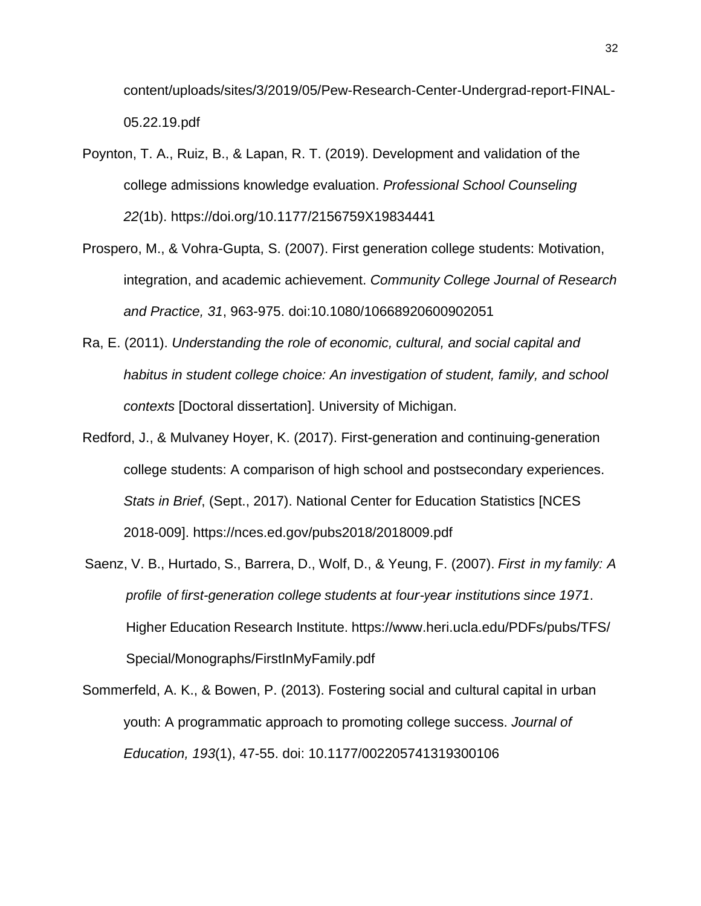content/uploads/sites/3/2019/05/Pew-Research-Center-Undergrad-report-FINAL-05.22.19.pdf

Poynton, T. A., Ruiz, B., & Lapan, R. T. (2019). Development and validation of the college admissions knowledge evaluation. *Professional School Counseling 22*(1b). https://doi.org/10.1177/2156759X19834441

Prospero, M., & Vohra-Gupta, S. (2007). First generation college students: Motivation, integration, and academic achievement. *Community College Journal of Research and Practice, 31*, 963-975. doi:10.1080/10668920600902051

Ra, E. (2011). *Understanding the role of economic, cultural, and social capital and habitus in student college choice: An investigation of student, family, and school contexts* [Doctoral dissertation]. University of Michigan.

Redford, J., & Mulvaney Hoyer, K. (2017). First-generation and continuing-generation college students: A comparison of high school and postsecondary experiences. *Stats in Brief*, (Sept., 2017). National Center for Education Statistics [NCES 2018-009]. https://nces.ed.gov/pubs2018/2018009.pdf

Saenz, V. B., Hurtado, S., Barrera, D., Wolf, D., & Yeung, F. (2007). *First in my family: A profile of first-generation college students at four-year institutions since 1971*. Higher Education Research Institute. https://www.heri.ucla.edu/PDFs/pubs/TFS/Special/Monographs/FirstInMyFamily.pdf

Sommerfeld, A. K., & Bowen, P. (2013). Fostering social and cultural capital in urban youth: A programmatic approach to promoting college success. *Journal of Education, 193*(1), 47-55. doi: 10.1177/002205741319300106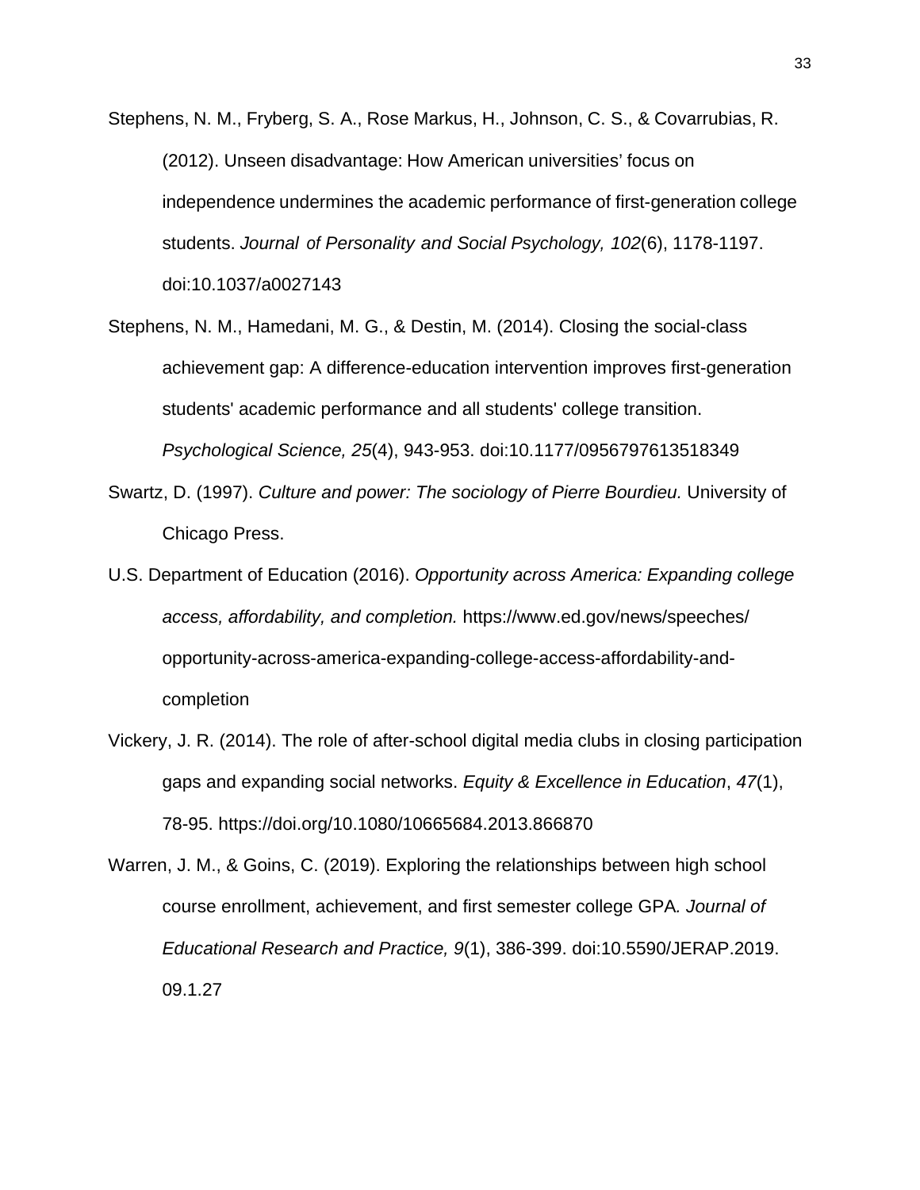Stephens, N. M., Fryberg, S. A., Rose Markus, H., Johnson, C. S., & Covarrubias, R. (2012). Unseen disadvantage: How American universities' focus on independence undermines the academic performance of first-generation college students. *Journal of Personality and Social Psychology, 102*(6), 1178-1197. doi:10.1037/a0027143

Stephens, N. M., Hamedani, M. G., & Destin, M. (2014). Closing the social-class achievement gap: A difference-education intervention improves first-generation students' academic performance and all students' college transition. *Psychological Science, 25*(4), 943-953. doi:10.1177/0956797613518349

Swartz, D. (1997). *Culture and power: The sociology of Pierre Bourdieu.* University of Chicago Press.

U.S. Department of Education (2016). *Opportunity across America: Expanding college access, affordability, and completion.* https://www.ed.gov/news/speeches/opportunity-across-america-expanding-college-access-affordability-and-completion

Vickery, J. R. (2014). The role of after-school digital media clubs in closing participation gaps and expanding social networks. *Equity & Excellence in Education*, *47*(1), 78-95. https://doi.org/10.1080/10665684.2013.866870

Warren, J. M., & Goins, C. (2019). Exploring the relationships between high school course enrollment, achievement, and first semester college GPA. *Journal of Educational Research and Practice, 9*(1), 386-399. doi:10.5590/JERAP.2019.09.1.27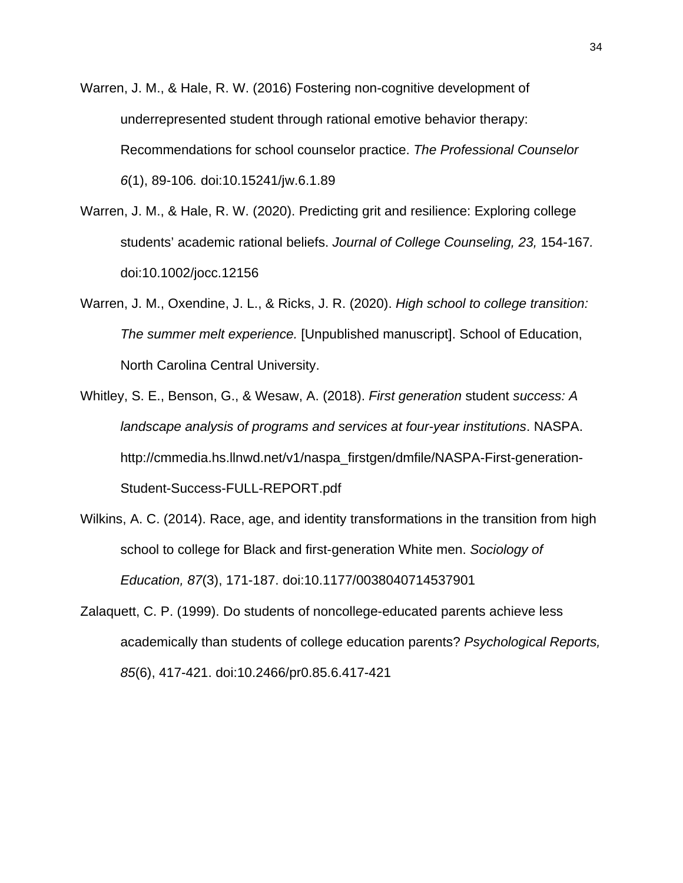Warren, J. M., & Hale, R. W. (2016) Fostering non-cognitive development of underrepresented student through rational emotive behavior therapy: Recommendations for school counselor practice. *The Professional Counselor 6*(1), 89-106*.* doi:10.15241/jw.6.1.89

Warren, J. M., & Hale, R. W. (2020). Predicting grit and resilience: Exploring college students' academic rational beliefs. *Journal of College Counseling, 23,* 154-167*.* doi:10.1002/jocc.12156

Warren, J. M., Oxendine, J. L., & Ricks, J. R. (2020). *High school to college transition: The summer melt experience.* [Unpublished manuscript]. School of Education, North Carolina Central University.

Whitley, S. E., Benson, G., & Wesaw, A. (2018). *First generation* student *success: A landscape analysis of programs and services at four-year institutions*. NASPA. http://cmmedia.hs.llnwd.net/v1/naspa_firstgen/dmfile/NASPA-First-generation-Student-Success-FULL-REPORT.pdf

Wilkins, A. C. (2014). Race, age, and identity transformations in the transition from high school to college for Black and first-generation White men. *Sociology of Education, 87*(3), 171-187. doi:10.1177/0038040714537901

Zalaquett, C. P. (1999). Do students of noncollege-educated parents achieve less academically than students of college education parents? *Psychological Reports, 85*(6), 417-421. doi:10.2466/pr0.85.6.417-421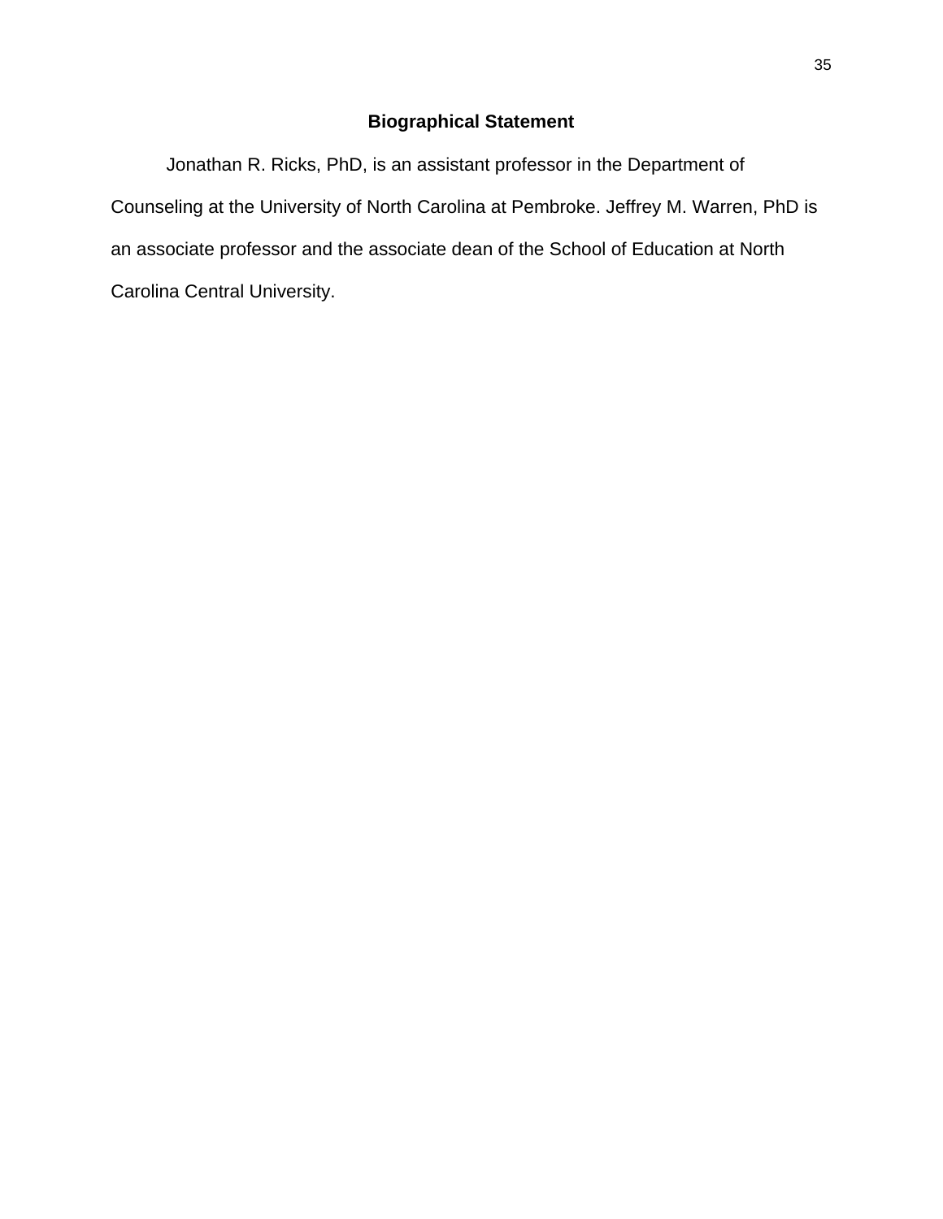## Biographical Statement

Jonathan R. Ricks, PhD, is an assistant professor in the Department of Counseling at the University of North Carolina at Pembroke. Jeffrey M. Warren, PhD is an associate professor and the associate dean of the School of Education at North Carolina Central University.